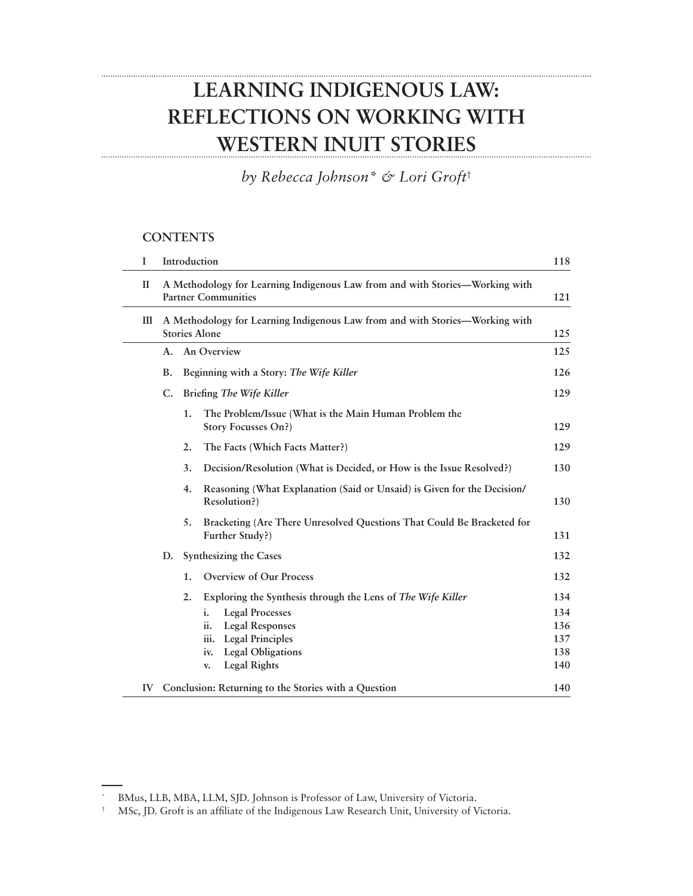# LEARNING INDIGENOUS LAW: REFLECTIONS ON WORKING WITH WESTERN INUIT STORIES

*by Rebecca Johnson\* & Lori Groft†*

## CONTENTS

| | | |
|---|---|---|
| I | Introduction | 118 |
| II | A Methodology for Learning Indigenous Law from and with Stories—Working with Partner Communities | 121 |
| III | A Methodology for Learning Indigenous Law from and with Stories—Working with Stories Alone | 125 |
| | A. An Overview | 125 |
| | B. Beginning with a Story: *The Wife Killer* | 126 |
| | C. Briefing *The Wife Killer* | 129 |
| | 1. The Problem/Issue (What is the Main Human Problem the Story Focusses On?) | 129 |
| | 2. The Facts (Which Facts Matter?) | 129 |
| | 3. Decision/Resolution (What is Decided, or How is the Issue Resolved?) | 130 |
| | 4. Reasoning (What Explanation (Said or Unsaid) is Given for the Decision/Resolution?) | 130 |
| | 5. Bracketing (Are There Unresolved Questions That Could Be Bracketed for Further Study?) | 131 |
| | D. Synthesizing the Cases | 132 |
| | 1. Overview of Our Process | 132 |
| | 2. Exploring the Synthesis through the Lens of *The Wife Killer* | 134 |
| | i. Legal Processes | 134 |
| | ii. Legal Responses | 136 |
| | iii. Legal Principles | 137 |
| | iv. Legal Obligations | 138 |
| | v. Legal Rights | 140 |
| IV | Conclusion: Returning to the Stories with a Question | 140 |

\* BMus, LLB, MBA, LLM, SJD. Johnson is Professor of Law, University of Victoria.

† MSc, JD. Groft is an affiliate of the Indigenous Law Research Unit, University of Victoria.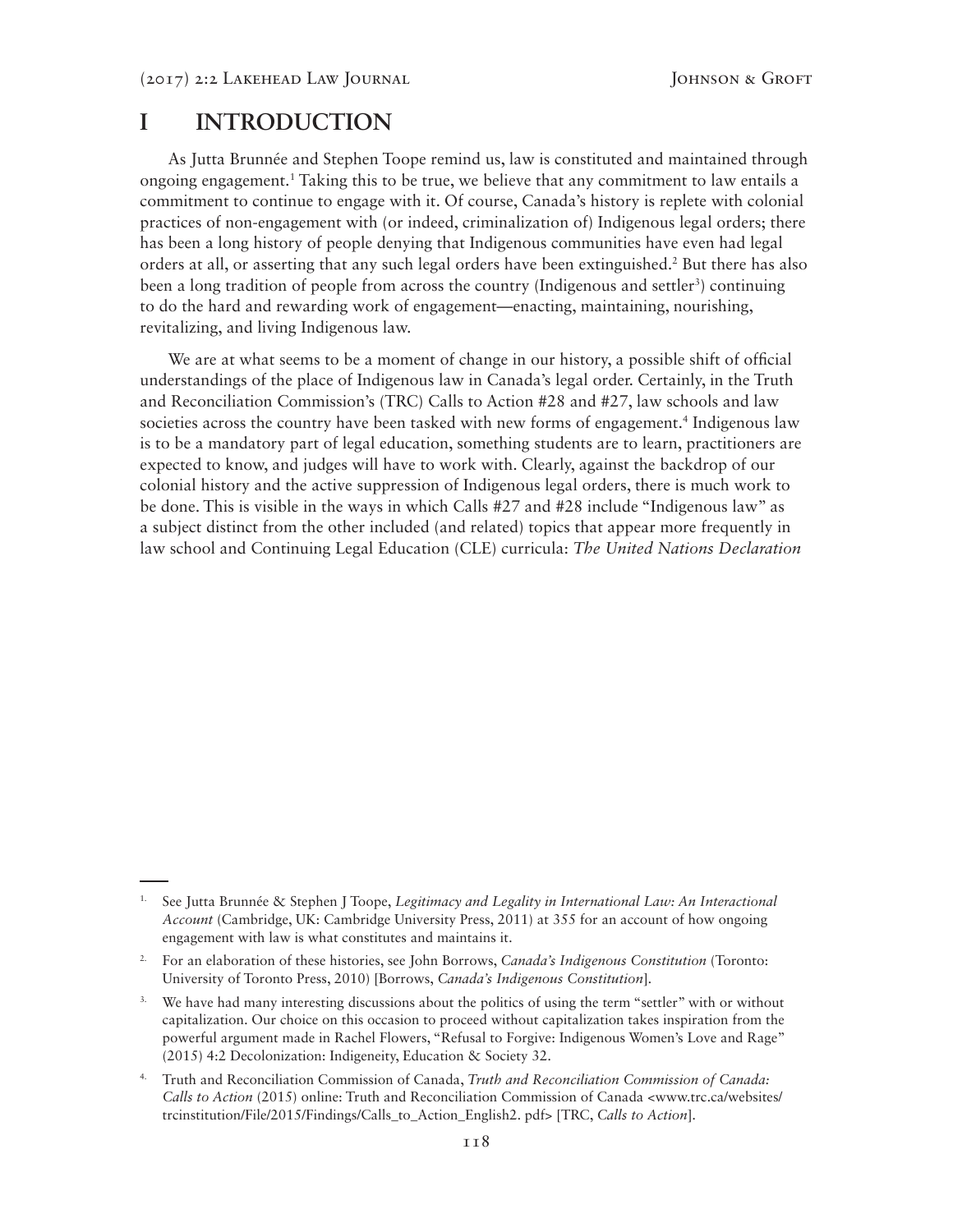# I INTRODUCTION

As Jutta Brunnée and Stephen Toope remind us, law is constituted and maintained through ongoing engagement.[1] Taking this to be true, we believe that any commitment to law entails a commitment to continue to engage with it. Of course, Canada's history is replete with colonial practices of non-engagement with (or indeed, criminalization of) Indigenous legal orders; there has been a long history of people denying that Indigenous communities have even had legal orders at all, or asserting that any such legal orders have been extinguished.[2] But there has also been a long tradition of people from across the country (Indigenous and settler[3]) continuing to do the hard and rewarding work of engagement—enacting, maintaining, nourishing, revitalizing, and living Indigenous law.

We are at what seems to be a moment of change in our history, a possible shift of official understandings of the place of Indigenous law in Canada's legal order. Certainly, in the Truth and Reconciliation Commission's (TRC) Calls to Action #28 and #27, law schools and law societies across the country have been tasked with new forms of engagement.[4] Indigenous law is to be a mandatory part of legal education, something students are to learn, practitioners are expected to know, and judges will have to work with. Clearly, against the backdrop of our colonial history and the active suppression of Indigenous legal orders, there is much work to be done. This is visible in the ways in which Calls #27 and #28 include "Indigenous law" as a subject distinct from the other included (and related) topics that appear more frequently in law school and Continuing Legal Education (CLE) curricula: *The United Nations Declaration*

---

1. See Jutta Brunnée & Stephen J Toope, *Legitimacy and Legality in International Law: An Interactional Account* (Cambridge, UK: Cambridge University Press, 2011) at 355 for an account of how ongoing engagement with law is what constitutes and maintains it.

2. For an elaboration of these histories, see John Borrows, *Canada's Indigenous Constitution* (Toronto: University of Toronto Press, 2010) [Borrows, *Canada's Indigenous Constitution*].

3. We have had many interesting discussions about the politics of using the term "settler" with or without capitalization. Our choice on this occasion to proceed without capitalization takes inspiration from the powerful argument made in Rachel Flowers, "Refusal to Forgive: Indigenous Women's Love and Rage" (2015) 4:2 Decolonization: Indigeneity, Education & Society 32.

4. Truth and Reconciliation Commission of Canada, *Truth and Reconciliation Commission of Canada: Calls to Action* (2015) online: Truth and Reconciliation Commission of Canada <www.trc.ca/websites/trcinstitution/File/2015/Findings/Calls_to_Action_English2. pdf> [TRC, *Calls to Action*].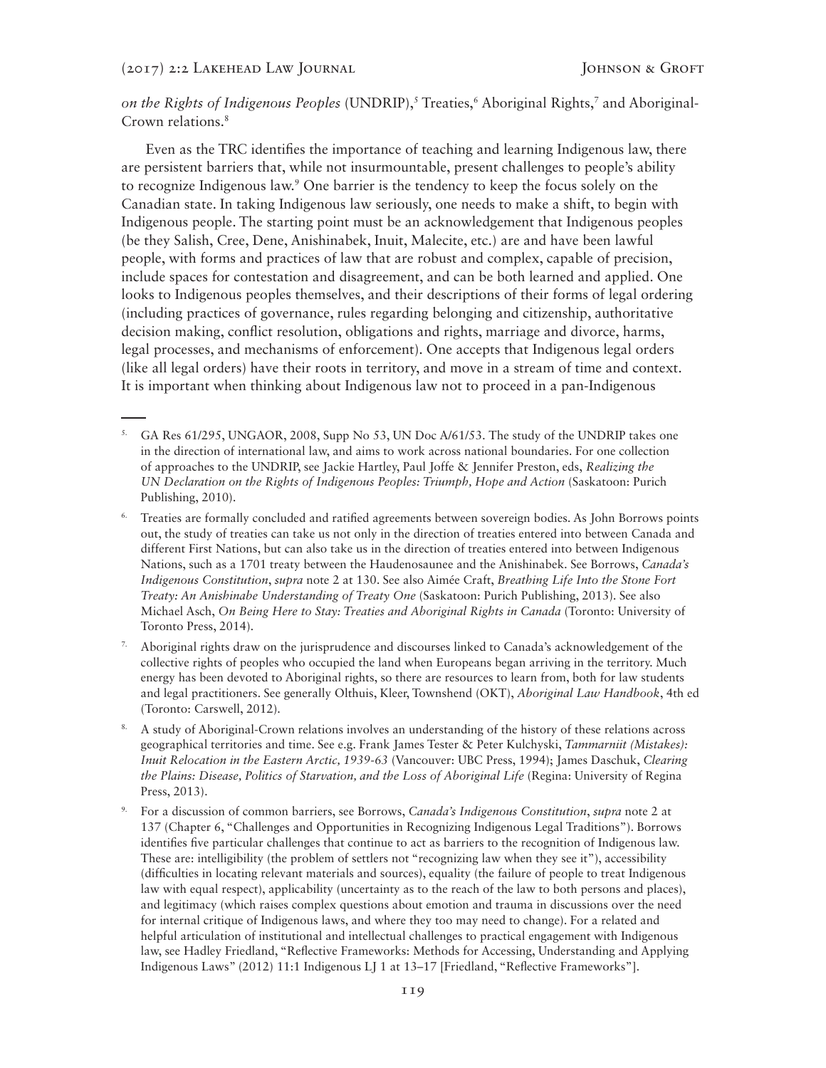*on the Rights of Indigenous Peoples* (UNDRIP),[5] Treaties,[6] Aboriginal Rights,[7] and Aboriginal-Crown relations.[8]

Even as the TRC identifies the importance of teaching and learning Indigenous law, there are persistent barriers that, while not insurmountable, present challenges to people's ability to recognize Indigenous law.[9] One barrier is the tendency to keep the focus solely on the Canadian state. In taking Indigenous law seriously, one needs to make a shift, to begin with Indigenous people. The starting point must be an acknowledgement that Indigenous peoples (be they Salish, Cree, Dene, Anishinabek, Inuit, Malecite, etc.) are and have been lawful people, with forms and practices of law that are robust and complex, capable of precision, include spaces for contestation and disagreement, and can be both learned and applied. One looks to Indigenous peoples themselves, and their descriptions of their forms of legal ordering (including practices of governance, rules regarding belonging and citizenship, authoritative decision making, conflict resolution, obligations and rights, marriage and divorce, harms, legal processes, and mechanisms of enforcement). One accepts that Indigenous legal orders (like all legal orders) have their roots in territory, and move in a stream of time and context. It is important when thinking about Indigenous law not to proceed in a pan-Indigenous

---

5. GA Res 61/295, UNGAOR, 2008, Supp No 53, UN Doc A/61/53. The study of the UNDRIP takes one in the direction of international law, and aims to work across national boundaries. For one collection of approaches to the UNDRIP, see Jackie Hartley, Paul Joffe & Jennifer Preston, eds, *Realizing the UN Declaration on the Rights of Indigenous Peoples: Triumph, Hope and Action* (Saskatoon: Purich Publishing, 2010).

6. Treaties are formally concluded and ratified agreements between sovereign bodies. As John Borrows points out, the study of treaties can take us not only in the direction of treaties entered into between Canada and different First Nations, but can also take us in the direction of treaties entered into between Indigenous Nations, such as a 1701 treaty between the Haudenosaunee and the Anishinabek. See Borrows, *Canada's Indigenous Constitution*, *supra* note 2 at 130. See also Aimée Craft, *Breathing Life Into the Stone Fort Treaty: An Anishinabe Understanding of Treaty One* (Saskatoon: Purich Publishing, 2013). See also Michael Asch, *On Being Here to Stay: Treaties and Aboriginal Rights in Canada* (Toronto: University of Toronto Press, 2014).

7. Aboriginal rights draw on the jurisprudence and discourses linked to Canada's acknowledgement of the collective rights of peoples who occupied the land when Europeans began arriving in the territory. Much energy has been devoted to Aboriginal rights, so there are resources to learn from, both for law students and legal practitioners. See generally Olthuis, Kleer, Townshend (OKT), *Aboriginal Law Handbook*, 4th ed (Toronto: Carswell, 2012).

8. A study of Aboriginal-Crown relations involves an understanding of the history of these relations across geographical territories and time. See e.g. Frank James Tester & Peter Kulchyski, *Tammarniit (Mistakes): Inuit Relocation in the Eastern Arctic, 1939-63* (Vancouver: UBC Press, 1994); James Daschuk, *Clearing the Plains: Disease, Politics of Starvation, and the Loss of Aboriginal Life* (Regina: University of Regina Press, 2013).

9. For a discussion of common barriers, see Borrows, *Canada's Indigenous Constitution*, *supra* note 2 at 137 (Chapter 6, "Challenges and Opportunities in Recognizing Indigenous Legal Traditions"). Borrows identifies five particular challenges that continue to act as barriers to the recognition of Indigenous law. These are: intelligibility (the problem of settlers not "recognizing law when they see it"), accessibility (difficulties in locating relevant materials and sources), equality (the failure of people to treat Indigenous law with equal respect), applicability (uncertainty as to the reach of the law to both persons and places), and legitimacy (which raises complex questions about emotion and trauma in discussions over the need for internal critique of Indigenous laws, and where they too may need to change). For a related and helpful articulation of institutional and intellectual challenges to practical engagement with Indigenous law, see Hadley Friedland, "Reflective Frameworks: Methods for Accessing, Understanding and Applying Indigenous Laws" (2012) 11:1 Indigenous LJ 1 at 13–17 [Friedland, "Reflective Frameworks"].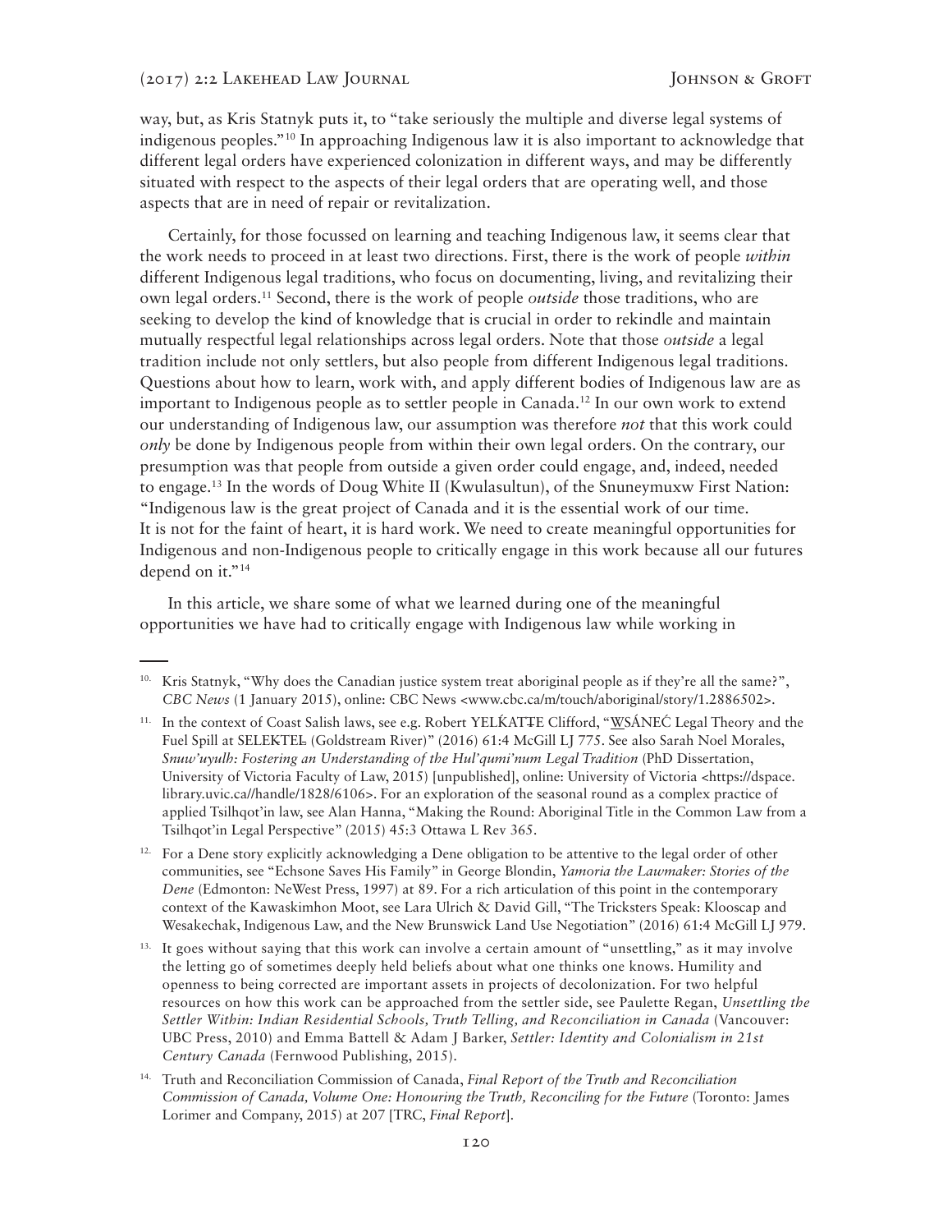way, but, as Kris Statnyk puts it, to "take seriously the multiple and diverse legal systems of indigenous peoples."[10] In approaching Indigenous law it is also important to acknowledge that different legal orders have experienced colonization in different ways, and may be differently situated with respect to the aspects of their legal orders that are operating well, and those aspects that are in need of repair or revitalization.

Certainly, for those focussed on learning and teaching Indigenous law, it seems clear that the work needs to proceed in at least two directions. First, there is the work of people *within* different Indigenous legal traditions, who focus on documenting, living, and revitalizing their own legal orders.[11] Second, there is the work of people *outside* those traditions, who are seeking to develop the kind of knowledge that is crucial in order to rekindle and maintain mutually respectful legal relationships across legal orders. Note that those *outside* a legal tradition include not only settlers, but also people from different Indigenous legal traditions. Questions about how to learn, work with, and apply different bodies of Indigenous law are as important to Indigenous people as to settler people in Canada.[12] In our own work to extend our understanding of Indigenous law, our assumption was therefore *not* that this work could *only* be done by Indigenous people from within their own legal orders. On the contrary, our presumption was that people from outside a given order could engage, and, indeed, needed to engage.[13] In the words of Doug White II (Kwulasultun), of the Snuneymuxw First Nation: "Indigenous law is the great project of Canada and it is the essential work of our time. It is not for the faint of heart, it is hard work. We need to create meaningful opportunities for Indigenous and non-Indigenous people to critically engage in this work because all our futures depend on it."[14]

In this article, we share some of what we learned during one of the meaningful opportunities we have had to critically engage with Indigenous law while working in

---

10. Kris Statnyk, "Why does the Canadian justice system treat aboriginal people as if they're all the same?", *CBC News* (1 January 2015), online: CBC News <www.cbc.ca/m/touch/aboriginal/story/1.2886502>.

11. In the context of Coast Salish laws, see e.g. Robert YELḰÁTT̸E Clifford, "W̱SÁNEĆ Legal Theory and the Fuel Spill at SELEḴTEȽ (Goldstream River)" (2016) 61:4 McGill LJ 775. See also Sarah Noel Morales, *Snuw'uyulh: Fostering an Understanding of the Hul'qumi'num Legal Tradition* (PhD Dissertation, University of Victoria Faculty of Law, 2015) [unpublished], online: University of Victoria <https://dspace.library.uvic.ca//handle/1828/6106>. For an exploration of the seasonal round as a complex practice of applied Tsilhqot'in law, see Alan Hanna, "Making the Round: Aboriginal Title in the Common Law from a Tsilhqot'in Legal Perspective" (2015) 45:3 Ottawa L Rev 365.

12. For a Dene story explicitly acknowledging a Dene obligation to be attentive to the legal order of other communities, see "Echsone Saves His Family" in George Blondin, *Yamoria the Lawmaker: Stories of the Dene* (Edmonton: NeWest Press, 1997) at 89. For a rich articulation of this point in the contemporary context of the Kawaskimhon Moot, see Lara Ulrich & David Gill, "The Tricksters Speak: Klooscap and Wesakechak, Indigenous Law, and the New Brunswick Land Use Negotiation" (2016) 61:4 McGill LJ 979.

13. It goes without saying that this work can involve a certain amount of "unsettling," as it may involve the letting go of sometimes deeply held beliefs about what one thinks one knows. Humility and openness to being corrected are important assets in projects of decolonization. For two helpful resources on how this work can be approached from the settler side, see Paulette Regan, *Unsettling the Settler Within: Indian Residential Schools, Truth Telling, and Reconciliation in Canada* (Vancouver: UBC Press, 2010) and Emma Battell & Adam J Barker, *Settler: Identity and Colonialism in 21st Century Canada* (Fernwood Publishing, 2015).

14. Truth and Reconciliation Commission of Canada, *Final Report of the Truth and Reconciliation Commission of Canada, Volume One: Honouring the Truth, Reconciling for the Future* (Toronto: James Lorimer and Company, 2015) at 207 [TRC, *Final Report*].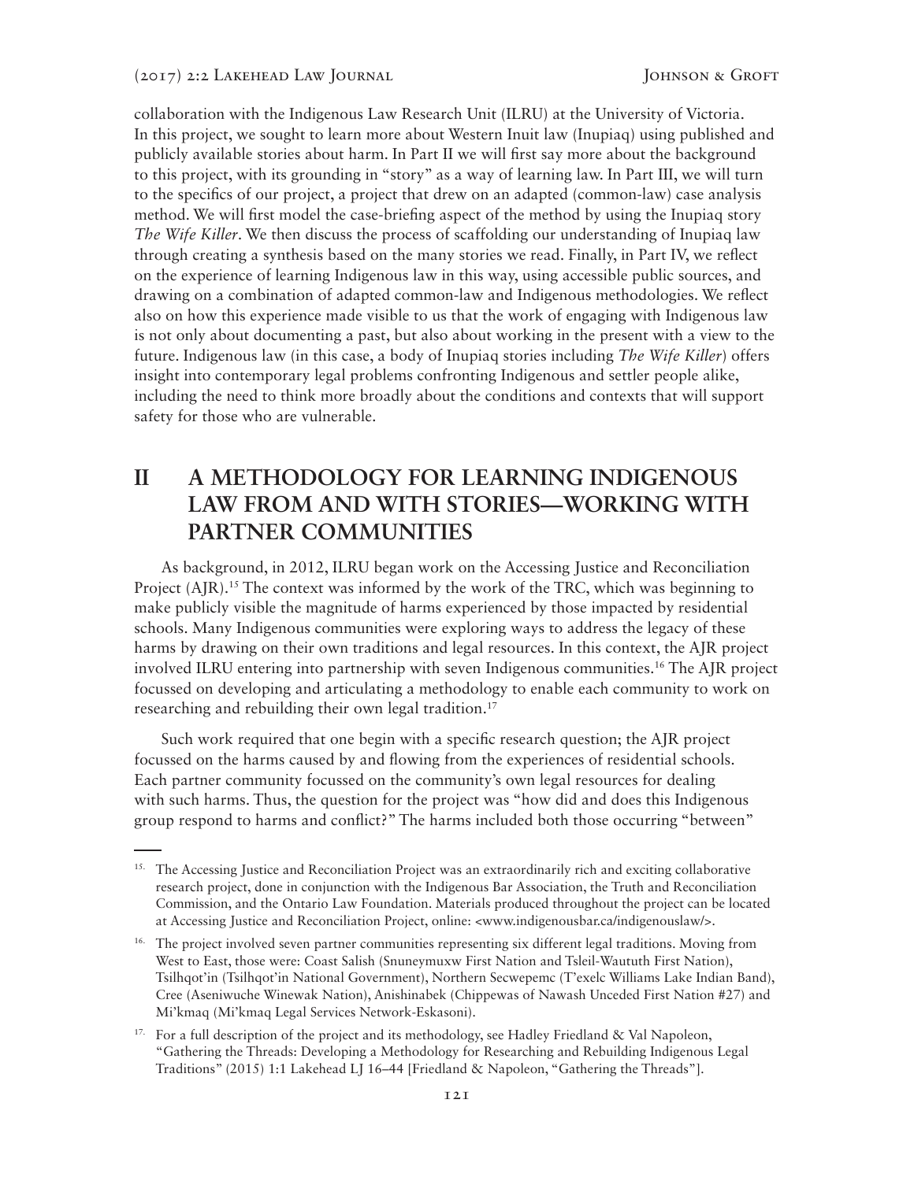collaboration with the Indigenous Law Research Unit (ILRU) at the University of Victoria. In this project, we sought to learn more about Western Inuit law (Inupiaq) using published and publicly available stories about harm. In Part II we will first say more about the background to this project, with its grounding in "story" as a way of learning law. In Part III, we will turn to the specifics of our project, a project that drew on an adapted (common-law) case analysis method. We will first model the case-briefing aspect of the method by using the Inupiaq story *The Wife Killer*. We then discuss the process of scaffolding our understanding of Inupiaq law through creating a synthesis based on the many stories we read. Finally, in Part IV, we reflect on the experience of learning Indigenous law in this way, using accessible public sources, and drawing on a combination of adapted common-law and Indigenous methodologies. We reflect also on how this experience made visible to us that the work of engaging with Indigenous law is not only about documenting a past, but also about working in the present with a view to the future. Indigenous law (in this case, a body of Inupiaq stories including *The Wife Killer*) offers insight into contemporary legal problems confronting Indigenous and settler people alike, including the need to think more broadly about the conditions and contexts that will support safety for those who are vulnerable.

## II A METHODOLOGY FOR LEARNING INDIGENOUS LAW FROM AND WITH STORIES—WORKING WITH PARTNER COMMUNITIES

As background, in 2012, ILRU began work on the Accessing Justice and Reconciliation Project (AJR).[15] The context was informed by the work of the TRC, which was beginning to make publicly visible the magnitude of harms experienced by those impacted by residential schools. Many Indigenous communities were exploring ways to address the legacy of these harms by drawing on their own traditions and legal resources. In this context, the AJR project involved ILRU entering into partnership with seven Indigenous communities.[16] The AJR project focussed on developing and articulating a methodology to enable each community to work on researching and rebuilding their own legal tradition.[17]

Such work required that one begin with a specific research question; the AJR project focussed on the harms caused by and flowing from the experiences of residential schools. Each partner community focussed on the community's own legal resources for dealing with such harms. Thus, the question for the project was "how did and does this Indigenous group respond to harms and conflict?" The harms included both those occurring "between"

---

[15] The Accessing Justice and Reconciliation Project was an extraordinarily rich and exciting collaborative research project, done in conjunction with the Indigenous Bar Association, the Truth and Reconciliation Commission, and the Ontario Law Foundation. Materials produced throughout the project can be located at Accessing Justice and Reconciliation Project, online: <www.indigenousbar.ca/indigenouslaw/>.

[16] The project involved seven partner communities representing six different legal traditions. Moving from West to East, those were: Coast Salish (Snuneymuxw First Nation and Tsleil-Waututh First Nation), Tsilhqot'in (Tsilhqot'in National Government), Northern Secwepemc (T'exelc Williams Lake Indian Band), Cree (Aseniwuche Winewak Nation), Anishinabek (Chippewas of Nawash Unceded First Nation #27) and Mi'kmaq (Mi'kmaq Legal Services Network-Eskasoni).

[17] For a full description of the project and its methodology, see Hadley Friedland & Val Napoleon, "Gathering the Threads: Developing a Methodology for Researching and Rebuilding Indigenous Legal Traditions" (2015) 1:1 Lakehead LJ 16–44 [Friedland & Napoleon, "Gathering the Threads"].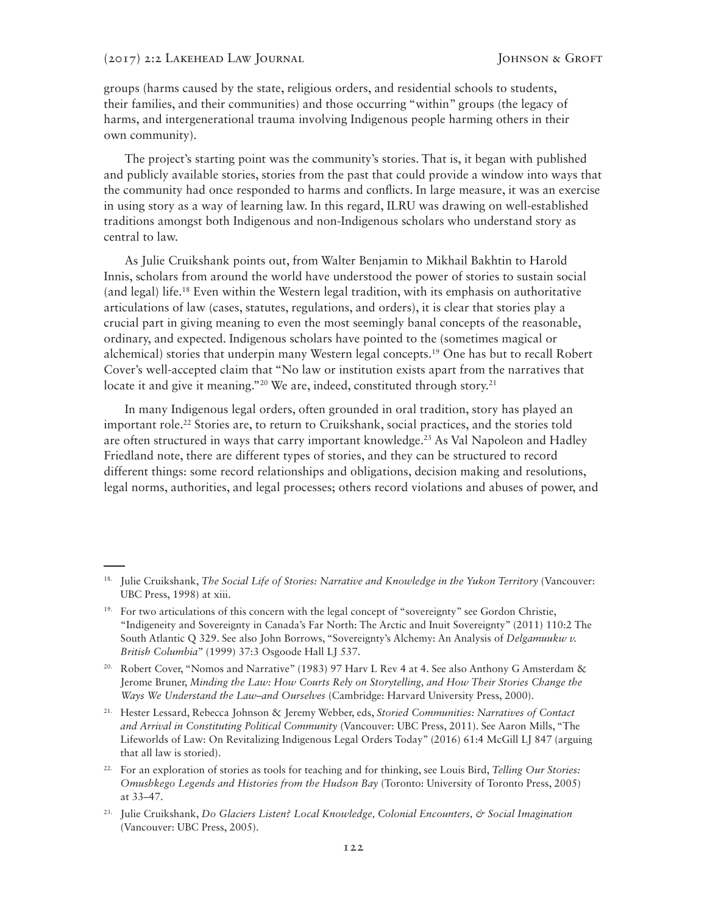groups (harms caused by the state, religious orders, and residential schools to students, their families, and their communities) and those occurring "within" groups (the legacy of harms, and intergenerational trauma involving Indigenous people harming others in their own community).

The project's starting point was the community's stories. That is, it began with published and publicly available stories, stories from the past that could provide a window into ways that the community had once responded to harms and conflicts. In large measure, it was an exercise in using story as a way of learning law. In this regard, ILRU was drawing on well-established traditions amongst both Indigenous and non-Indigenous scholars who understand story as central to law.

As Julie Cruikshank points out, from Walter Benjamin to Mikhail Bakhtin to Harold Innis, scholars from around the world have understood the power of stories to sustain social (and legal) life.[18] Even within the Western legal tradition, with its emphasis on authoritative articulations of law (cases, statutes, regulations, and orders), it is clear that stories play a crucial part in giving meaning to even the most seemingly banal concepts of the reasonable, ordinary, and expected. Indigenous scholars have pointed to the (sometimes magical or alchemical) stories that underpin many Western legal concepts.[19] One has but to recall Robert Cover's well-accepted claim that "No law or institution exists apart from the narratives that locate it and give it meaning."[20] We are, indeed, constituted through story.[21]

In many Indigenous legal orders, often grounded in oral tradition, story has played an important role.[22] Stories are, to return to Cruikshank, social practices, and the stories told are often structured in ways that carry important knowledge.[23] As Val Napoleon and Hadley Friedland note, there are different types of stories, and they can be structured to record different things: some record relationships and obligations, decision making and resolutions, legal norms, authorities, and legal processes; others record violations and abuses of power, and

---

18. Julie Cruikshank, *The Social Life of Stories: Narrative and Knowledge in the Yukon Territory* (Vancouver: UBC Press, 1998) at xiii.

19. For two articulations of this concern with the legal concept of "sovereignty" see Gordon Christie, "Indigeneity and Sovereignty in Canada's Far North: The Arctic and Inuit Sovereignty" (2011) 110:2 The South Atlantic Q 329. See also John Borrows, "Sovereignty's Alchemy: An Analysis of *Delgamuukw v. British Columbia*" (1999) 37:3 Osgoode Hall LJ 537.

20. Robert Cover, "Nomos and Narrative" (1983) 97 Harv L Rev 4 at 4. See also Anthony G Amsterdam & Jerome Bruner, *Minding the Law: How Courts Rely on Storytelling, and How Their Stories Change the Ways We Understand the Law–and Ourselves* (Cambridge: Harvard University Press, 2000).

21. Hester Lessard, Rebecca Johnson & Jeremy Webber, eds, *Storied Communities: Narratives of Contact and Arrival in Constituting Political Community* (Vancouver: UBC Press, 2011). See Aaron Mills, "The Lifeworlds of Law: On Revitalizing Indigenous Legal Orders Today" (2016) 61:4 McGill LJ 847 (arguing that all law is storied).

22. For an exploration of stories as tools for teaching and for thinking, see Louis Bird, *Telling Our Stories: Omushkego Legends and Histories from the Hudson Bay* (Toronto: University of Toronto Press, 2005) at 33–47.

23. Julie Cruikshank, *Do Glaciers Listen? Local Knowledge, Colonial Encounters, & Social Imagination* (Vancouver: UBC Press, 2005).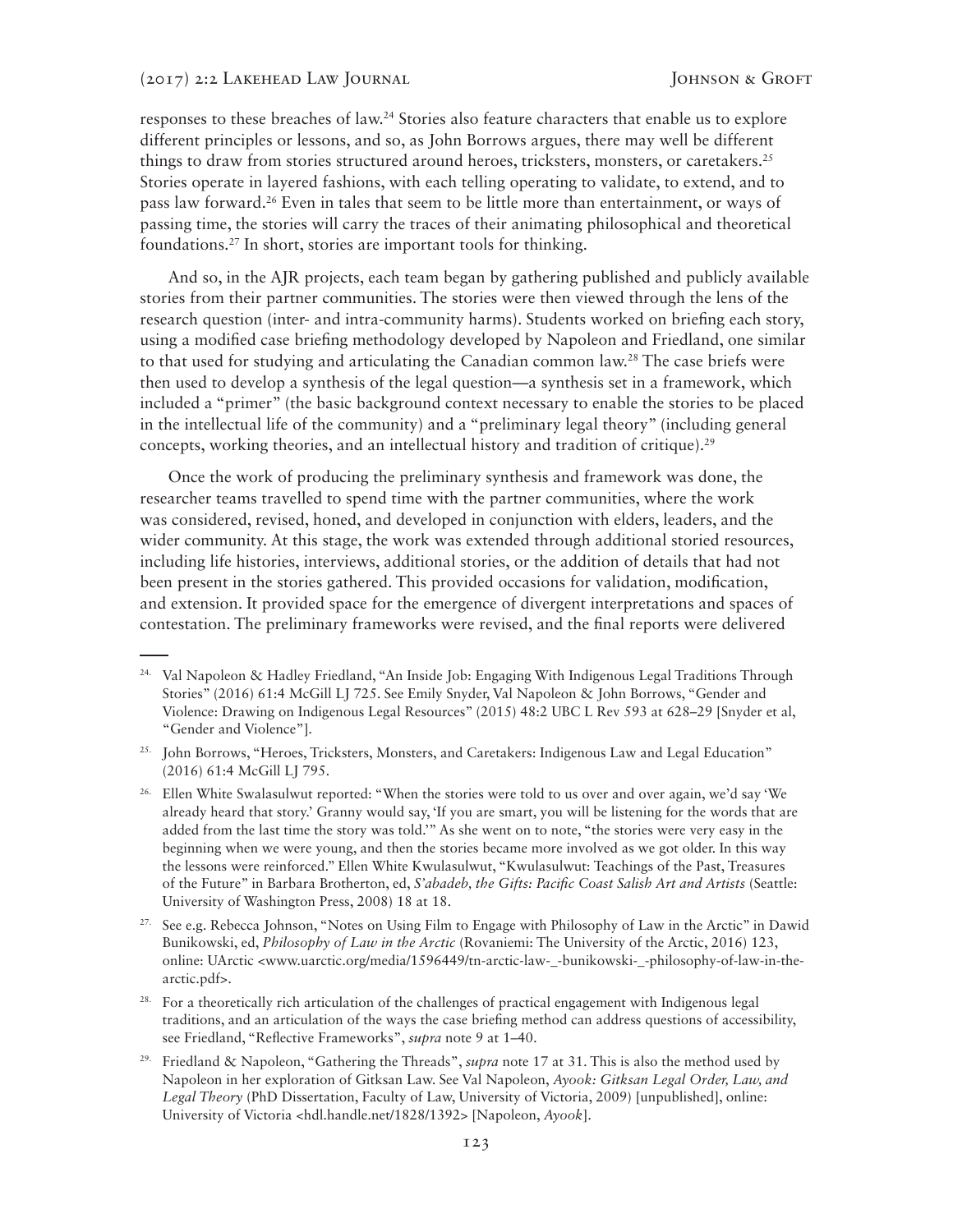responses to these breaches of law.[24] Stories also feature characters that enable us to explore different principles or lessons, and so, as John Borrows argues, there may well be different things to draw from stories structured around heroes, tricksters, monsters, or caretakers.[25] Stories operate in layered fashions, with each telling operating to validate, to extend, and to pass law forward.[26] Even in tales that seem to be little more than entertainment, or ways of passing time, the stories will carry the traces of their animating philosophical and theoretical foundations.[27] In short, stories are important tools for thinking.

And so, in the AJR projects, each team began by gathering published and publicly available stories from their partner communities. The stories were then viewed through the lens of the research question (inter- and intra-community harms). Students worked on briefing each story, using a modified case briefing methodology developed by Napoleon and Friedland, one similar to that used for studying and articulating the Canadian common law.[28] The case briefs were then used to develop a synthesis of the legal question—a synthesis set in a framework, which included a "primer" (the basic background context necessary to enable the stories to be placed in the intellectual life of the community) and a "preliminary legal theory" (including general concepts, working theories, and an intellectual history and tradition of critique).[29]

Once the work of producing the preliminary synthesis and framework was done, the researcher teams travelled to spend time with the partner communities, where the work was considered, revised, honed, and developed in conjunction with elders, leaders, and the wider community. At this stage, the work was extended through additional storied resources, including life histories, interviews, additional stories, or the addition of details that had not been present in the stories gathered. This provided occasions for validation, modification, and extension. It provided space for the emergence of divergent interpretations and spaces of contestation. The preliminary frameworks were revised, and the final reports were delivered

---

24. Val Napoleon & Hadley Friedland, "An Inside Job: Engaging With Indigenous Legal Traditions Through Stories" (2016) 61:4 McGill LJ 725. See Emily Snyder, Val Napoleon & John Borrows, "Gender and Violence: Drawing on Indigenous Legal Resources" (2015) 48:2 UBC L Rev 593 at 628–29 [Snyder et al, "Gender and Violence"].

25. John Borrows, "Heroes, Tricksters, Monsters, and Caretakers: Indigenous Law and Legal Education" (2016) 61:4 McGill LJ 795.

26. Ellen White Swalasulwut reported: "When the stories were told to us over and over again, we'd say 'We already heard that story.' Granny would say, 'If you are smart, you will be listening for the words that are added from the last time the story was told.'" As she went on to note, "the stories were very easy in the beginning when we were young, and then the stories became more involved as we got older. In this way the lessons were reinforced." Ellen White Kwulasulwut, "Kwulasulwut: Teachings of the Past, Treasures of the Future" in Barbara Brotherton, ed, *S'abadeb, the Gifts: Pacific Coast Salish Art and Artists* (Seattle: University of Washington Press, 2008) 18 at 18.

27. See e.g. Rebecca Johnson, "Notes on Using Film to Engage with Philosophy of Law in the Arctic" in Dawid Bunikowski, ed, *Philosophy of Law in the Arctic* (Rovaniemi: The University of the Arctic, 2016) 123, online: UArctic <www.uarctic.org/media/1596449/tn-arctic-law-_-bunikowski-_-philosophy-of-law-in-the-arctic.pdf>.

28. For a theoretically rich articulation of the challenges of practical engagement with Indigenous legal traditions, and an articulation of the ways the case briefing method can address questions of accessibility, see Friedland, "Reflective Frameworks", *supra* note 9 at 1–40.

29. Friedland & Napoleon, "Gathering the Threads", *supra* note 17 at 31. This is also the method used by Napoleon in her exploration of Gitksan Law. See Val Napoleon, *Ayook: Gitksan Legal Order, Law, and Legal Theory* (PhD Dissertation, Faculty of Law, University of Victoria, 2009) [unpublished], online: University of Victoria <hdl.handle.net/1828/1392> [Napoleon, *Ayook*].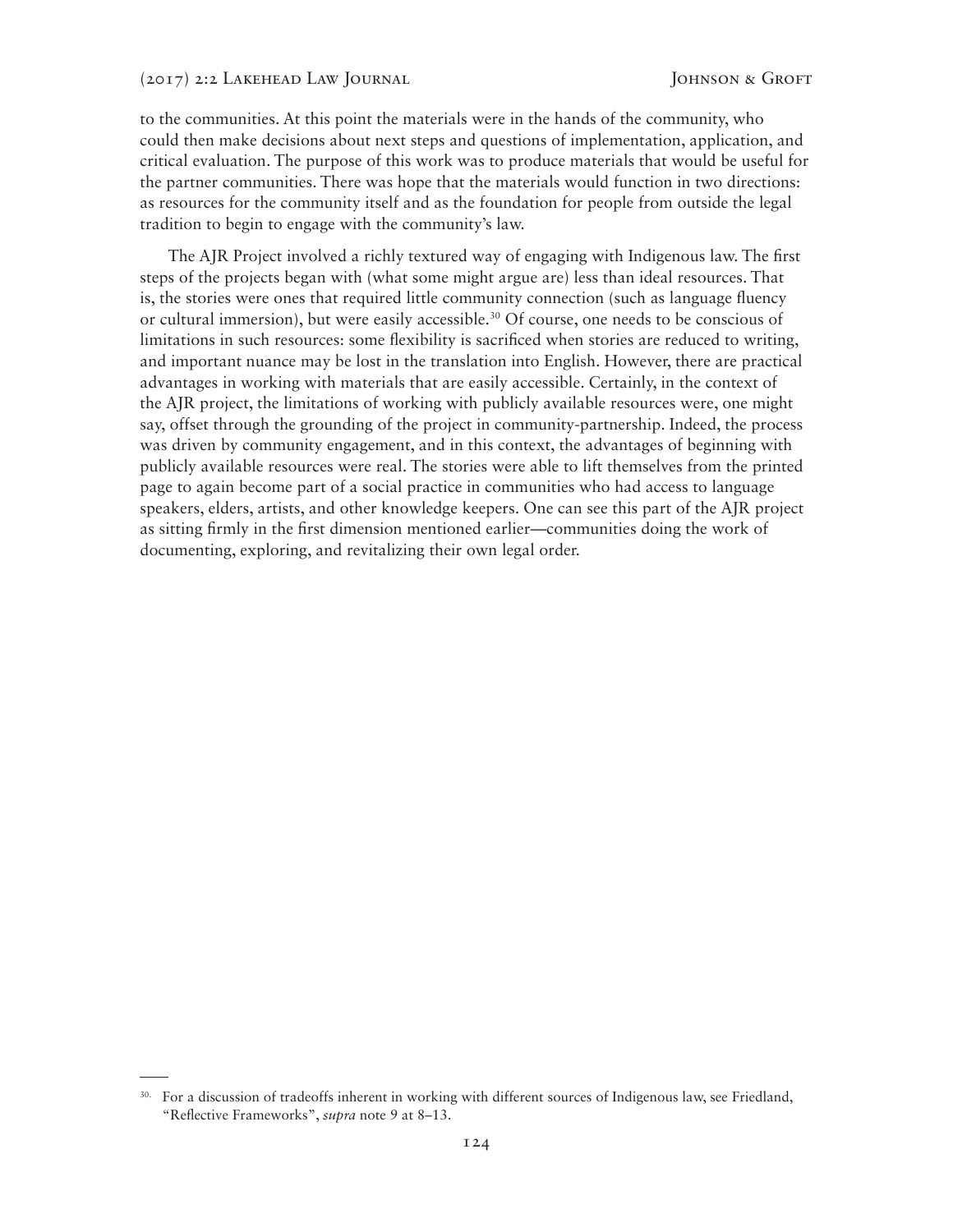to the communities. At this point the materials were in the hands of the community, who could then make decisions about next steps and questions of implementation, application, and critical evaluation. The purpose of this work was to produce materials that would be useful for the partner communities. There was hope that the materials would function in two directions: as resources for the community itself and as the foundation for people from outside the legal tradition to begin to engage with the community's law.

The AJR Project involved a richly textured way of engaging with Indigenous law. The first steps of the projects began with (what some might argue are) less than ideal resources. That is, the stories were ones that required little community connection (such as language fluency or cultural immersion), but were easily accessible.[30] Of course, one needs to be conscious of limitations in such resources: some flexibility is sacrificed when stories are reduced to writing, and important nuance may be lost in the translation into English. However, there are practical advantages in working with materials that are easily accessible. Certainly, in the context of the AJR project, the limitations of working with publicly available resources were, one might say, offset through the grounding of the project in community-partnership. Indeed, the process was driven by community engagement, and in this context, the advantages of beginning with publicly available resources were real. The stories were able to lift themselves from the printed page to again become part of a social practice in communities who had access to language speakers, elders, artists, and other knowledge keepers. One can see this part of the AJR project as sitting firmly in the first dimension mentioned earlier—communities doing the work of documenting, exploring, and revitalizing their own legal order.

---

[30] For a discussion of tradeoffs inherent in working with different sources of Indigenous law, see Friedland, "Reflective Frameworks", *supra* note 9 at 8–13.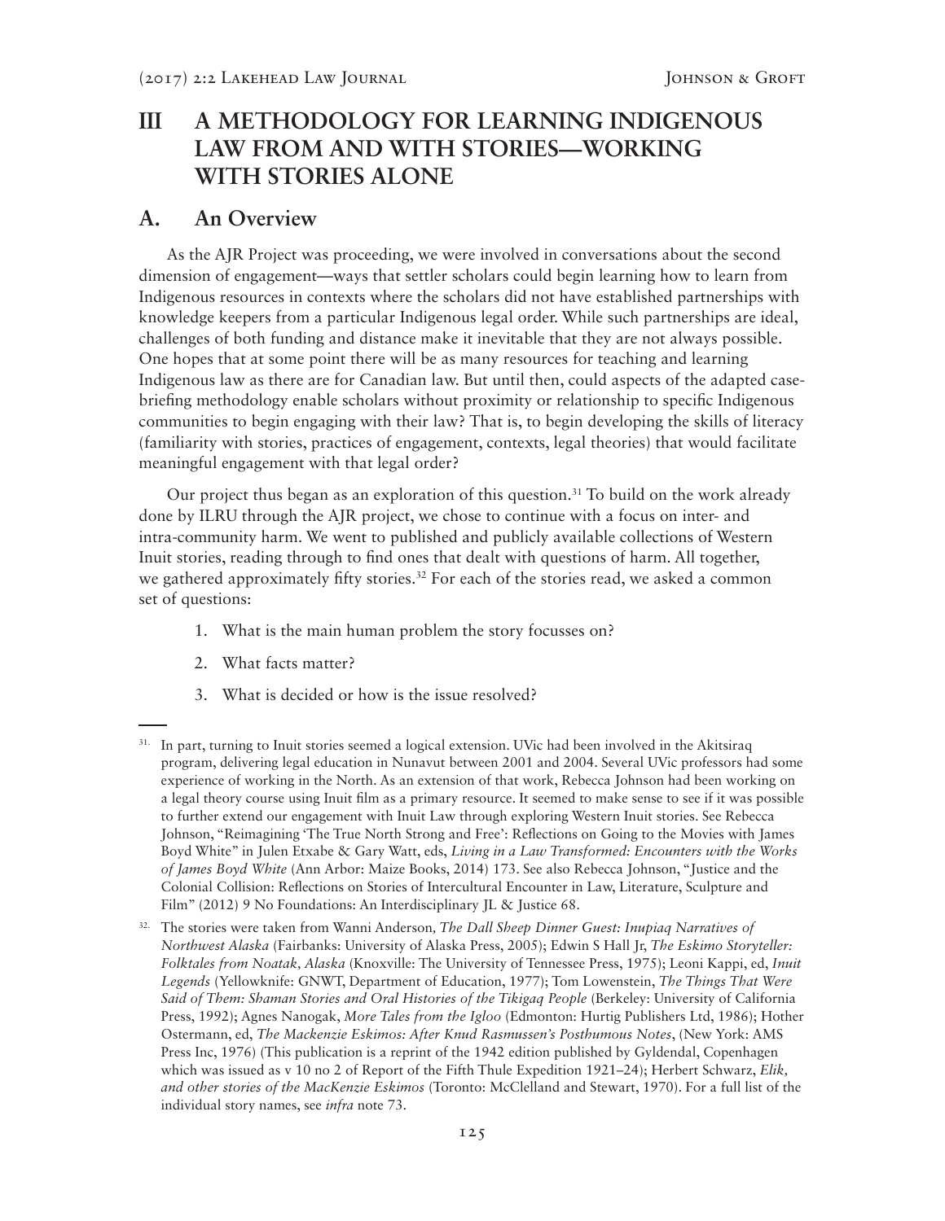## III A METHODOLOGY FOR LEARNING INDIGENOUS LAW FROM AND WITH STORIES—WORKING WITH STORIES ALONE

### A. An Overview

As the AJR Project was proceeding, we were involved in conversations about the second dimension of engagement—ways that settler scholars could begin learning how to learn from Indigenous resources in contexts where the scholars did not have established partnerships with knowledge keepers from a particular Indigenous legal order. While such partnerships are ideal, challenges of both funding and distance make it inevitable that they are not always possible. One hopes that at some point there will be as many resources for teaching and learning Indigenous law as there are for Canadian law. But until then, could aspects of the adapted case-briefing methodology enable scholars without proximity or relationship to specific Indigenous communities to begin engaging with their law? That is, to begin developing the skills of literacy (familiarity with stories, practices of engagement, contexts, legal theories) that would facilitate meaningful engagement with that legal order?

Our project thus began as an exploration of this question.[31] To build on the work already done by ILRU through the AJR project, we chose to continue with a focus on inter- and intra-community harm. We went to published and publicly available collections of Western Inuit stories, reading through to find ones that dealt with questions of harm. All together, we gathered approximately fifty stories.[32] For each of the stories read, we asked a common set of questions:

1. What is the main human problem the story focusses on?
2. What facts matter?
3. What is decided or how is the issue resolved?

---

[31] In part, turning to Inuit stories seemed a logical extension. UVic had been involved in the Akitsiraq program, delivering legal education in Nunavut between 2001 and 2004. Several UVic professors had some experience of working in the North. As an extension of that work, Rebecca Johnson had been working on a legal theory course using Inuit film as a primary resource. It seemed to make sense to see if it was possible to further extend our engagement with Inuit Law through exploring Western Inuit stories. See Rebecca Johnson, "Reimagining 'The True North Strong and Free': Reflections on Going to the Movies with James Boyd White" in Julen Etxabe & Gary Watt, eds, *Living in a Law Transformed: Encounters with the Works of James Boyd White* (Ann Arbor: Maize Books, 2014) 173. See also Rebecca Johnson, "Justice and the Colonial Collision: Reflections on Stories of Intercultural Encounter in Law, Literature, Sculpture and Film" (2012) 9 No Foundations: An Interdisciplinary JL & Justice 68.

[32] The stories were taken from Wanni Anderson, *The Dall Sheep Dinner Guest: Inupiaq Narratives of Northwest Alaska* (Fairbanks: University of Alaska Press, 2005); Edwin S Hall Jr, *The Eskimo Storyteller: Folktales from Noatak, Alaska* (Knoxville: The University of Tennessee Press, 1975); Leoni Kappi, ed, *Inuit Legends* (Yellowknife: GNWT, Department of Education, 1977); Tom Lowenstein, *The Things That Were Said of Them: Shaman Stories and Oral Histories of the Tikigaq People* (Berkeley: University of California Press, 1992); Agnes Nanogak, *More Tales from the Igloo* (Edmonton: Hurtig Publishers Ltd, 1986); Hother Ostermann, ed, *The Mackenzie Eskimos: After Knud Rasmussen's Posthumous Notes*, (New York: AMS Press Inc, 1976) (This publication is a reprint of the 1942 edition published by Gyldendal, Copenhagen which was issued as v 10 no 2 of Report of the Fifth Thule Expedition 1921–24); Herbert Schwarz, *Elik, and other stories of the MacKenzie Eskimos* (Toronto: McClelland and Stewart, 1970). For a full list of the individual story names, see *infra* note 73.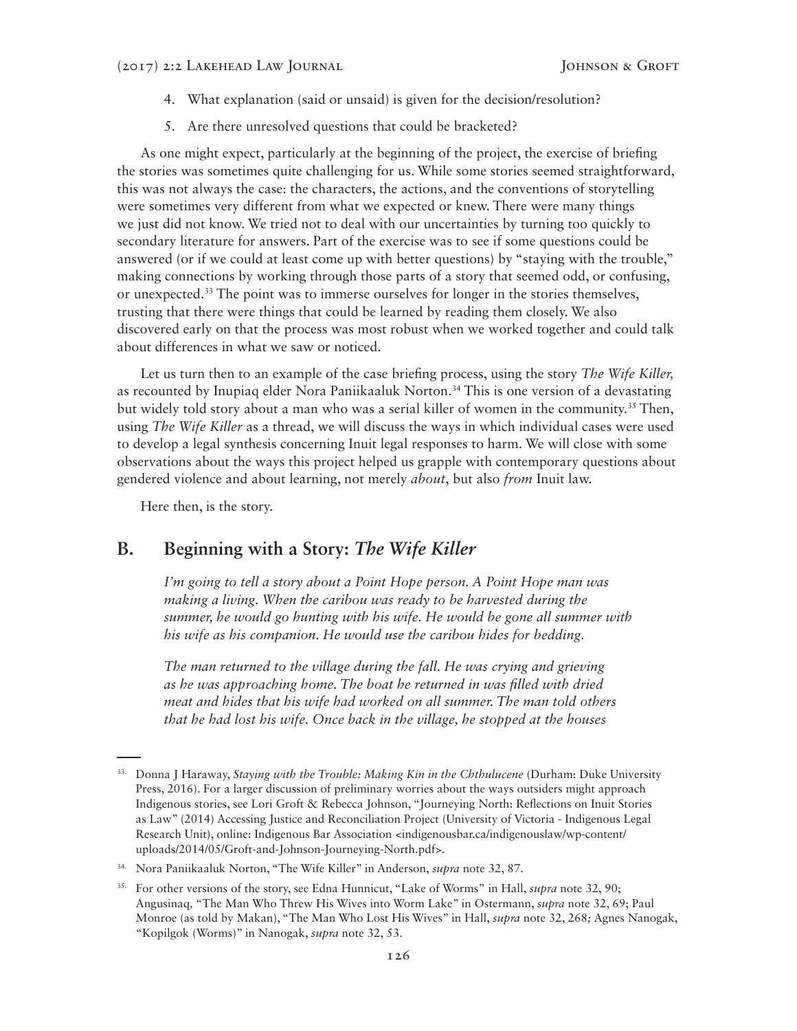4. What explanation (said or unsaid) is given for the decision/resolution?
5. Are there unresolved questions that could be bracketed?

As one might expect, particularly at the beginning of the project, the exercise of briefing the stories was sometimes quite challenging for us. While some stories seemed straightforward, this was not always the case: the characters, the actions, and the conventions of storytelling were sometimes very different from what we expected or knew. There were many things we just did not know. We tried not to deal with our uncertainties by turning too quickly to secondary literature for answers. Part of the exercise was to see if some questions could be answered (or if we could at least come up with better questions) by "staying with the trouble," making connections by working through those parts of a story that seemed odd, or confusing, or unexpected.[33] The point was to immerse ourselves for longer in the stories themselves, trusting that there were things that could be learned by reading them closely. We also discovered early on that the process was most robust when we worked together and could talk about differences in what we saw or noticed.

Let us turn then to an example of the case briefing process, using the story *The Wife Killer,* as recounted by Inupiaq elder Nora Paniikaaluk Norton.[34] This is one version of a devastating but widely told story about a man who was a serial killer of women in the community.[35] Then, using *The Wife Killer* as a thread, we will discuss the ways in which individual cases were used to develop a legal synthesis concerning Inuit legal responses to harm. We will close with some observations about the ways this project helped us grapple with contemporary questions about gendered violence and about learning, not merely *about*, but also *from* Inuit law.

Here then, is the story.

## B. Beginning with a Story: *The Wife Killer*

> *I'm going to tell a story about a Point Hope person. A Point Hope man was making a living. When the caribou was ready to be harvested during the summer, he would go hunting with his wife. He would be gone all summer with his wife as his companion. He would use the caribou hides for bedding.*
>
> *The man returned to the village during the fall. He was crying and grieving as he was approaching home. The boat he returned in was filled with dried meat and hides that his wife had worked on all summer. The man told others that he had lost his wife. Once back in the village, he stopped at the houses*

---

33. Donna J Haraway, *Staying with the Trouble: Making Kin in the Chthulucene* (Durham: Duke University Press, 2016). For a larger discussion of preliminary worries about the ways outsiders might approach Indigenous stories, see Lori Groft & Rebecca Johnson, "Journeying North: Reflections on Inuit Stories as Law" (2014) Accessing Justice and Reconciliation Project (University of Victoria - Indigenous Legal Research Unit), online: Indigenous Bar Association <indigenousbar.ca/indigenouslaw/wp-content/uploads/2014/05/Groft-and-Johnson-Journeying-North.pdf>.

34. Nora Paniikaaluk Norton, "The Wife Killer" in Anderson, *supra* note 32, 87.

35. For other versions of the story, see Edna Hunnicut, "Lake of Worms" in Hall, *supra* note 32, 90; Angusinaq, "The Man Who Threw His Wives into Worm Lake" in Ostermann, *supra* note 32, 69; Paul Monroe (as told by Makan), "The Man Who Lost His Wives" in Hall, *supra* note 32, 268; Agnes Nanogak, "Kopilgok (Worms)" in Nanogak, *supra* note 32, 53.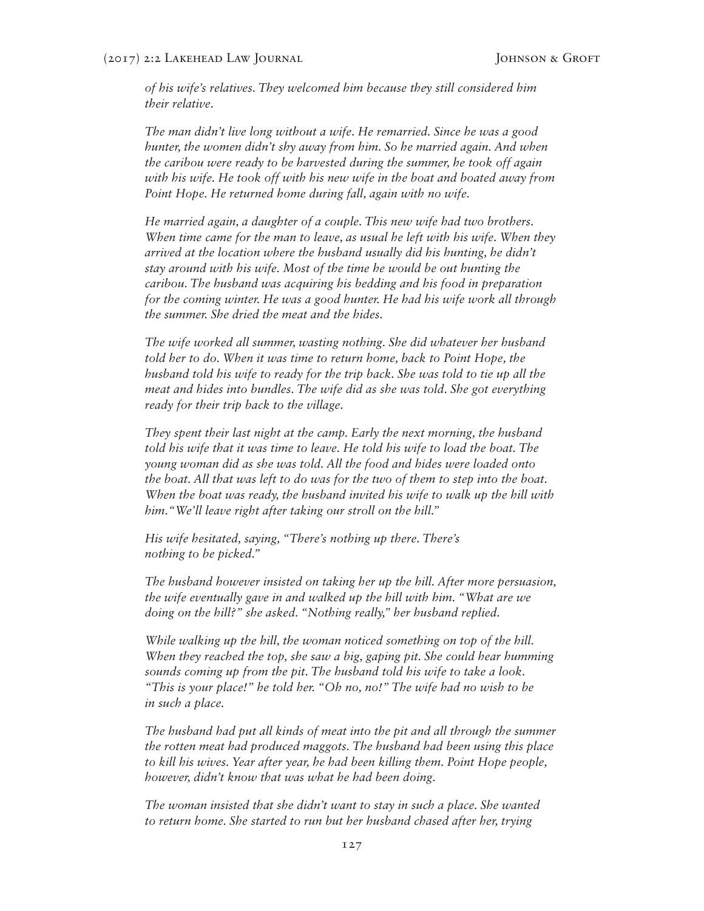*of his wife's relatives. They welcomed him because they still considered him their relative.*

*The man didn't live long without a wife. He remarried. Since he was a good hunter, the women didn't shy away from him. So he married again. And when the caribou were ready to be harvested during the summer, he took off again with his wife. He took off with his new wife in the boat and boated away from Point Hope. He returned home during fall, again with no wife.*

*He married again, a daughter of a couple. This new wife had two brothers. When time came for the man to leave, as usual he left with his wife. When they arrived at the location where the husband usually did his hunting, he didn't stay around with his wife. Most of the time he would be out hunting the caribou. The husband was acquiring his bedding and his food in preparation for the coming winter. He was a good hunter. He had his wife work all through the summer. She dried the meat and the hides.*

*The wife worked all summer, wasting nothing. She did whatever her husband told her to do. When it was time to return home, back to Point Hope, the husband told his wife to ready for the trip back. She was told to tie up all the meat and hides into bundles. The wife did as she was told. She got everything ready for their trip back to the village.*

*They spent their last night at the camp. Early the next morning, the husband told his wife that it was time to leave. He told his wife to load the boat. The young woman did as she was told. All the food and hides were loaded onto the boat. All that was left to do was for the two of them to step into the boat. When the boat was ready, the husband invited his wife to walk up the hill with him. "We'll leave right after taking our stroll on the hill."*

*His wife hesitated, saying, "There's nothing up there. There's nothing to be picked."*

*The husband however insisted on taking her up the hill. After more persuasion, the wife eventually gave in and walked up the hill with him. "What are we doing on the hill?" she asked. "Nothing really," her husband replied.*

*While walking up the hill, the woman noticed something on top of the hill. When they reached the top, she saw a big, gaping pit. She could hear humming sounds coming up from the pit. The husband told his wife to take a look. "This is your place!" he told her. "Oh no, no!" The wife had no wish to be in such a place.*

*The husband had put all kinds of meat into the pit and all through the summer the rotten meat had produced maggots. The husband had been using this place to kill his wives. Year after year, he had been killing them. Point Hope people, however, didn't know that was what he had been doing.*

*The woman insisted that she didn't want to stay in such a place. She wanted to return home. She started to run but her husband chased after her, trying*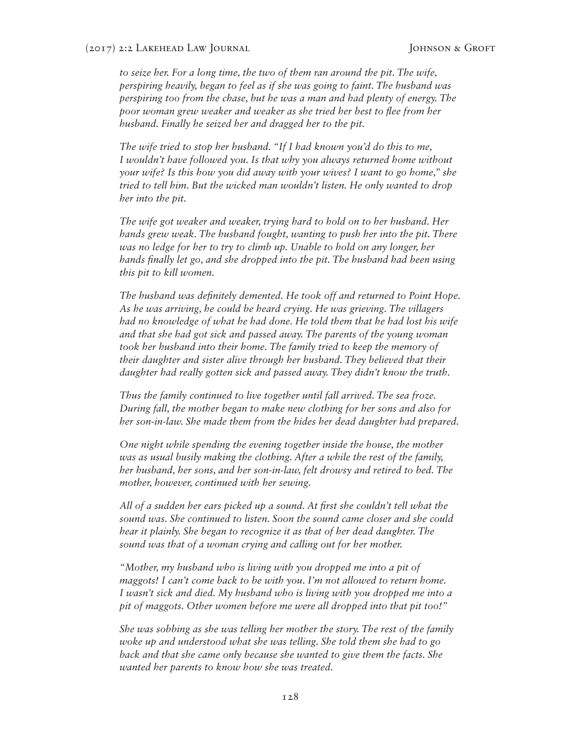*to seize her. For a long time, the two of them ran around the pit. The wife, perspiring heavily, began to feel as if she was going to faint. The husband was perspiring too from the chase, but he was a man and had plenty of energy. The poor woman grew weaker and weaker as she tried her best to flee from her husband. Finally he seized her and dragged her to the pit.*

*The wife tried to stop her husband. "If I had known you'd do this to me, I wouldn't have followed you. Is that why you always returned home without your wife? Is this how you did away with your wives? I want to go home," she tried to tell him. But the wicked man wouldn't listen. He only wanted to drop her into the pit.*

*The wife got weaker and weaker, trying hard to hold on to her husband. Her hands grew weak. The husband fought, wanting to push her into the pit. There was no ledge for her to try to climb up. Unable to hold on any longer, her hands finally let go, and she dropped into the pit. The husband had been using this pit to kill women.*

*The husband was definitely demented. He took off and returned to Point Hope. As he was arriving, he could be heard crying. He was grieving. The villagers had no knowledge of what he had done. He told them that he had lost his wife and that she had got sick and passed away. The parents of the young woman took her husband into their home. The family tried to keep the memory of their daughter and sister alive through her husband. They believed that their daughter had really gotten sick and passed away. They didn't know the truth.*

*Thus the family continued to live together until fall arrived. The sea froze. During fall, the mother began to make new clothing for her sons and also for her son-in-law. She made them from the hides her dead daughter had prepared.*

*One night while spending the evening together inside the house, the mother was as usual busily making the clothing. After a while the rest of the family, her husband, her sons, and her son-in-law, felt drowsy and retired to bed. The mother, however, continued with her sewing.*

*All of a sudden her ears picked up a sound. At first she couldn't tell what the sound was. She continued to listen. Soon the sound came closer and she could hear it plainly. She began to recognize it as that of her dead daughter. The sound was that of a woman crying and calling out for her mother.*

*"Mother, my husband who is living with you dropped me into a pit of maggots! I can't come back to be with you. I'm not allowed to return home. I wasn't sick and died. My husband who is living with you dropped me into a pit of maggots. Other women before me were all dropped into that pit too!"*

*She was sobbing as she was telling her mother the story. The rest of the family woke up and understood what she was telling. She told them she had to go back and that she came only because she wanted to give them the facts. She wanted her parents to know how she was treated.*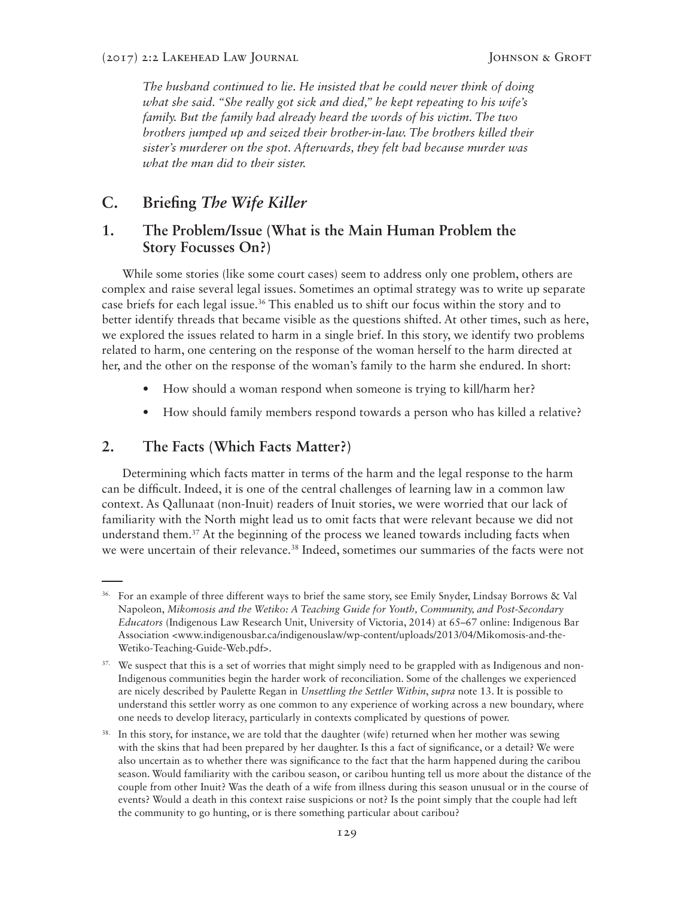*The husband continued to lie. He insisted that he could never think of doing what she said. "She really got sick and died," he kept repeating to his wife's family. But the family had already heard the words of his victim. The two brothers jumped up and seized their brother-in-law. The brothers killed their sister's murderer on the spot. Afterwards, they felt bad because murder was what the man did to their sister.*

## C. Briefing *The Wife Killer*

### 1. The Problem/Issue (What is the Main Human Problem the Story Focusses On?)

While some stories (like some court cases) seem to address only one problem, others are complex and raise several legal issues. Sometimes an optimal strategy was to write up separate case briefs for each legal issue.[36] This enabled us to shift our focus within the story and to better identify threads that became visible as the questions shifted. At other times, such as here, we explored the issues related to harm in a single brief. In this story, we identify two problems related to harm, one centering on the response of the woman herself to the harm directed at her, and the other on the response of the woman's family to the harm she endured. In short:

- How should a woman respond when someone is trying to kill/harm her?
- How should family members respond towards a person who has killed a relative?

### 2. The Facts (Which Facts Matter?)

Determining which facts matter in terms of the harm and the legal response to the harm can be difficult. Indeed, it is one of the central challenges of learning law in a common law context. As Qallunaat (non-Inuit) readers of Inuit stories, we were worried that our lack of familiarity with the North might lead us to omit facts that were relevant because we did not understand them.[37] At the beginning of the process we leaned towards including facts when we were uncertain of their relevance.[38] Indeed, sometimes our summaries of the facts were not

---

36. For an example of three different ways to brief the same story, see Emily Snyder, Lindsay Borrows & Val Napoleon, *Mikomosis and the Wetiko: A Teaching Guide for Youth, Community, and Post-Secondary Educators* (Indigenous Law Research Unit, University of Victoria, 2014) at 65–67 online: Indigenous Bar Association <www.indigenousbar.ca/indigenouslaw/wp-content/uploads/2013/04/Mikomosis-and-the-Wetiko-Teaching-Guide-Web.pdf>.

37. We suspect that this is a set of worries that might simply need to be grappled with as Indigenous and non-Indigenous communities begin the harder work of reconciliation. Some of the challenges we experienced are nicely described by Paulette Regan in *Unsettling the Settler Within*, *supra* note 13. It is possible to understand this settler worry as one common to any experience of working across a new boundary, where one needs to develop literacy, particularly in contexts complicated by questions of power.

38. In this story, for instance, we are told that the daughter (wife) returned when her mother was sewing with the skins that had been prepared by her daughter. Is this a fact of significance, or a detail? We were also uncertain as to whether there was significance to the fact that the harm happened during the caribou season. Would familiarity with the caribou season, or caribou hunting tell us more about the distance of the couple from other Inuit? Was the death of a wife from illness during this season unusual or in the course of events? Would a death in this context raise suspicions or not? Is the point simply that the couple had left the community to go hunting, or is there something particular about caribou?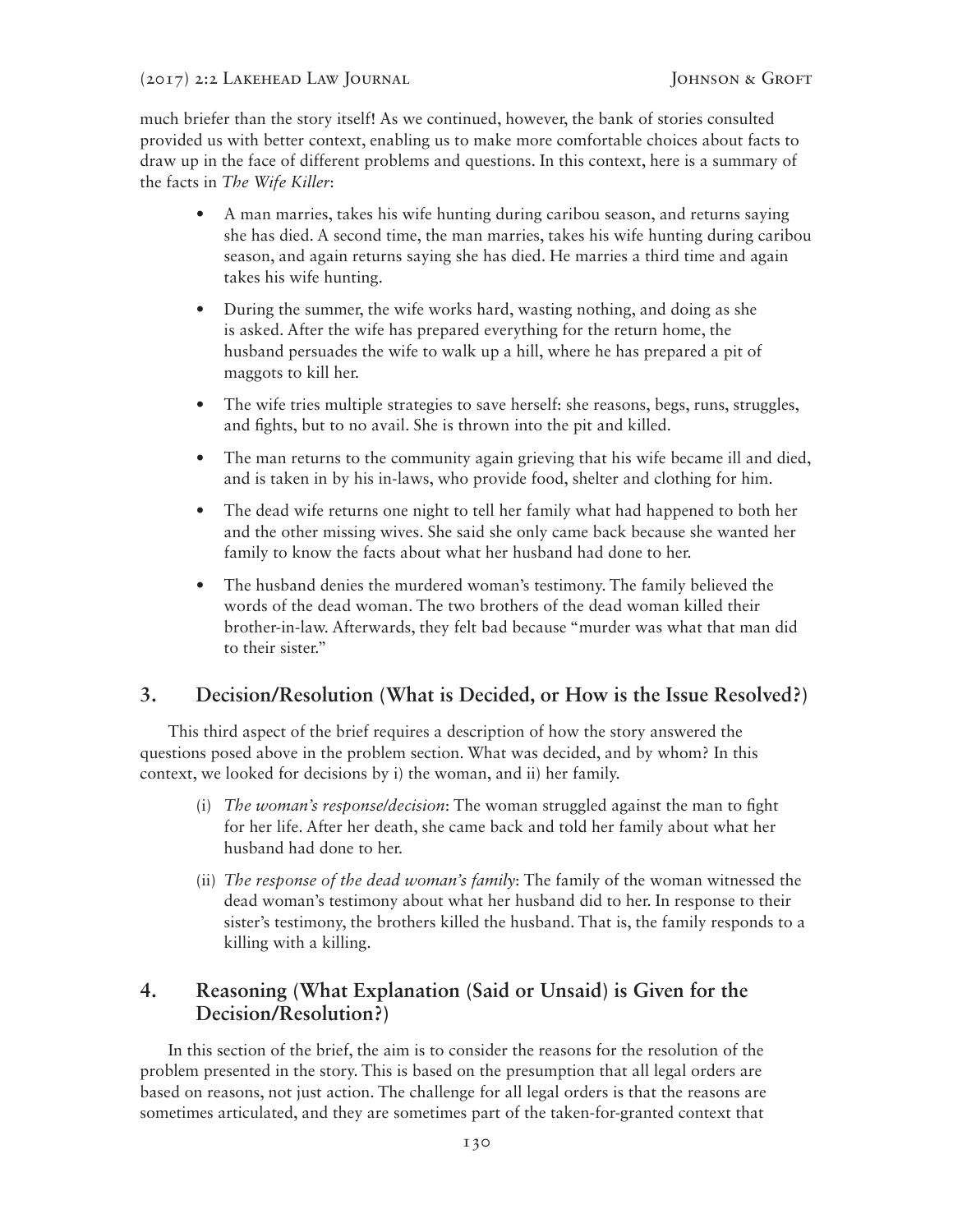much briefer than the story itself! As we continued, however, the bank of stories consulted provided us with better context, enabling us to make more comfortable choices about facts to draw up in the face of different problems and questions. In this context, here is a summary of the facts in *The Wife Killer*:

- A man marries, takes his wife hunting during caribou season, and returns saying she has died. A second time, the man marries, takes his wife hunting during caribou season, and again returns saying she has died. He marries a third time and again takes his wife hunting.
- During the summer, the wife works hard, wasting nothing, and doing as she is asked. After the wife has prepared everything for the return home, the husband persuades the wife to walk up a hill, where he has prepared a pit of maggots to kill her.
- The wife tries multiple strategies to save herself: she reasons, begs, runs, struggles, and fights, but to no avail. She is thrown into the pit and killed.
- The man returns to the community again grieving that his wife became ill and died, and is taken in by his in-laws, who provide food, shelter and clothing for him.
- The dead wife returns one night to tell her family what had happened to both her and the other missing wives. She said she only came back because she wanted her family to know the facts about what her husband had done to her.
- The husband denies the murdered woman's testimony. The family believed the words of the dead woman. The two brothers of the dead woman killed their brother-in-law. Afterwards, they felt bad because "murder was what that man did to their sister."

## 3. Decision/Resolution (What is Decided, or How is the Issue Resolved?)

This third aspect of the brief requires a description of how the story answered the questions posed above in the problem section. What was decided, and by whom? In this context, we looked for decisions by i) the woman, and ii) her family.

(i) *The woman's response/decision*: The woman struggled against the man to fight for her life. After her death, she came back and told her family about what her husband had done to her.

(ii) *The response of the dead woman's family*: The family of the woman witnessed the dead woman's testimony about what her husband did to her. In response to their sister's testimony, the brothers killed the husband. That is, the family responds to a killing with a killing.

## 4. Reasoning (What Explanation (Said or Unsaid) is Given for the Decision/Resolution?)

In this section of the brief, the aim is to consider the reasons for the resolution of the problem presented in the story. This is based on the presumption that all legal orders are based on reasons, not just action. The challenge for all legal orders is that the reasons are sometimes articulated, and they are sometimes part of the taken-for-granted context that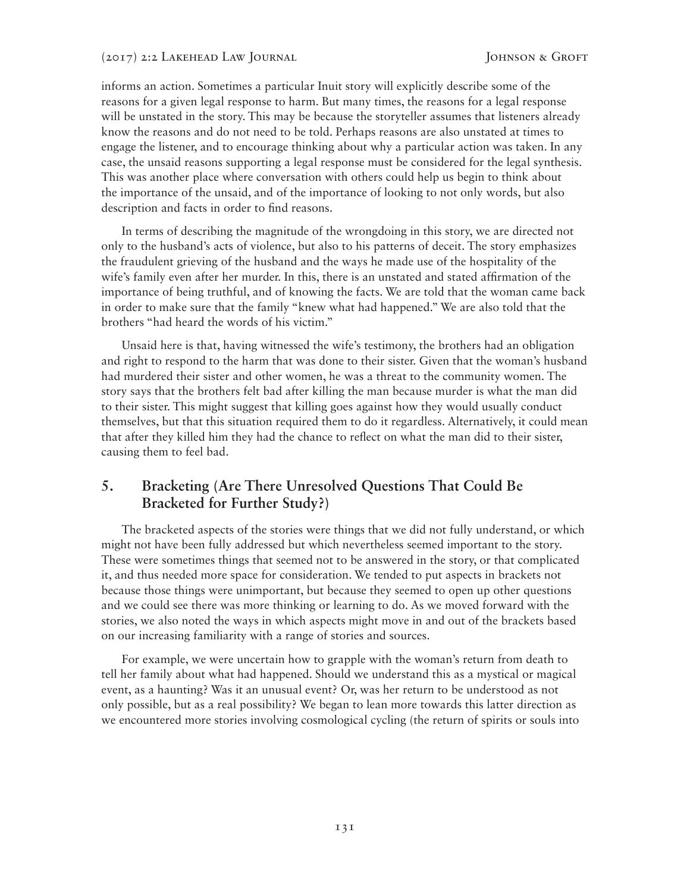informs an action. Sometimes a particular Inuit story will explicitly describe some of the reasons for a given legal response to harm. But many times, the reasons for a legal response will be unstated in the story. This may be because the storyteller assumes that listeners already know the reasons and do not need to be told. Perhaps reasons are also unstated at times to engage the listener, and to encourage thinking about why a particular action was taken. In any case, the unsaid reasons supporting a legal response must be considered for the legal synthesis. This was another place where conversation with others could help us begin to think about the importance of the unsaid, and of the importance of looking to not only words, but also description and facts in order to find reasons.

In terms of describing the magnitude of the wrongdoing in this story, we are directed not only to the husband's acts of violence, but also to his patterns of deceit. The story emphasizes the fraudulent grieving of the husband and the ways he made use of the hospitality of the wife's family even after her murder. In this, there is an unstated and stated affirmation of the importance of being truthful, and of knowing the facts. We are told that the woman came back in order to make sure that the family "knew what had happened." We are also told that the brothers "had heard the words of his victim."

Unsaid here is that, having witnessed the wife's testimony, the brothers had an obligation and right to respond to the harm that was done to their sister. Given that the woman's husband had murdered their sister and other women, he was a threat to the community women. The story says that the brothers felt bad after killing the man because murder is what the man did to their sister. This might suggest that killing goes against how they would usually conduct themselves, but that this situation required them to do it regardless. Alternatively, it could mean that after they killed him they had the chance to reflect on what the man did to their sister, causing them to feel bad.

## 5. Bracketing (Are There Unresolved Questions That Could Be Bracketed for Further Study?)

The bracketed aspects of the stories were things that we did not fully understand, or which might not have been fully addressed but which nevertheless seemed important to the story. These were sometimes things that seemed not to be answered in the story, or that complicated it, and thus needed more space for consideration. We tended to put aspects in brackets not because those things were unimportant, but because they seemed to open up other questions and we could see there was more thinking or learning to do. As we moved forward with the stories, we also noted the ways in which aspects might move in and out of the brackets based on our increasing familiarity with a range of stories and sources.

For example, we were uncertain how to grapple with the woman's return from death to tell her family about what had happened. Should we understand this as a mystical or magical event, as a haunting? Was it an unusual event? Or, was her return to be understood as not only possible, but as a real possibility? We began to lean more towards this latter direction as we encountered more stories involving cosmological cycling (the return of spirits or souls into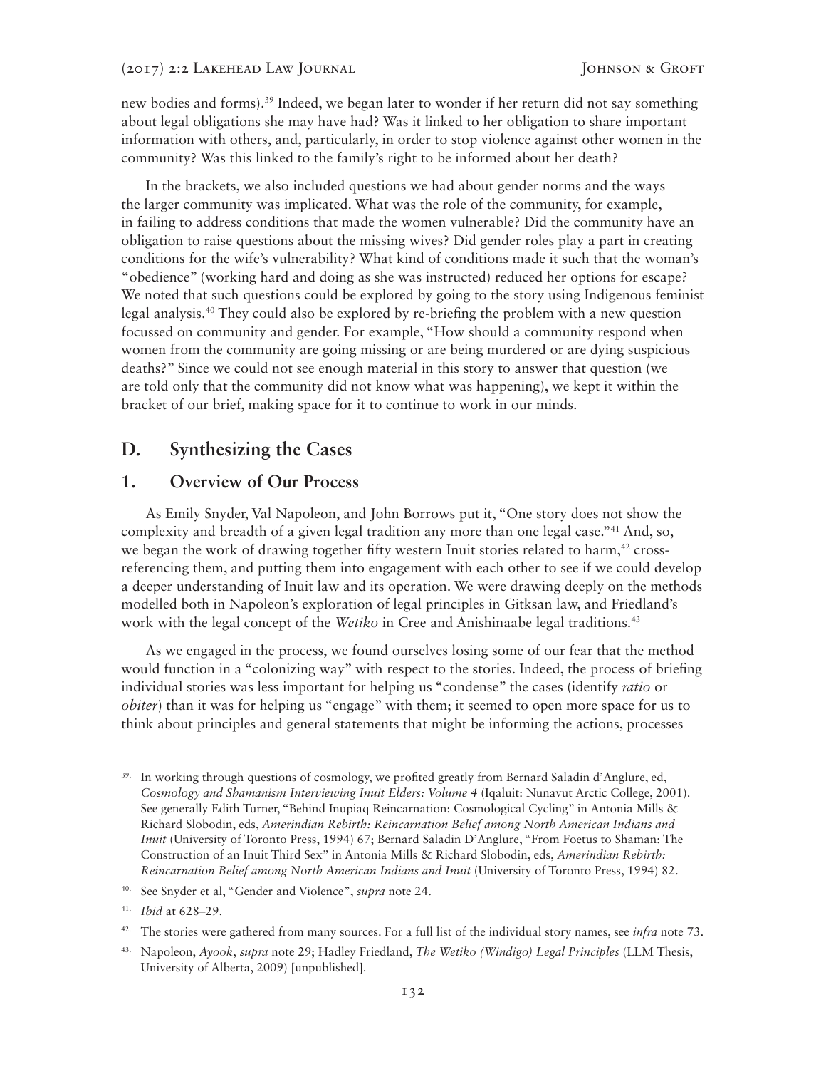new bodies and forms).[39] Indeed, we began later to wonder if her return did not say something about legal obligations she may have had? Was it linked to her obligation to share important information with others, and, particularly, in order to stop violence against other women in the community? Was this linked to the family's right to be informed about her death?

In the brackets, we also included questions we had about gender norms and the ways the larger community was implicated. What was the role of the community, for example, in failing to address conditions that made the women vulnerable? Did the community have an obligation to raise questions about the missing wives? Did gender roles play a part in creating conditions for the wife's vulnerability? What kind of conditions made it such that the woman's "obedience" (working hard and doing as she was instructed) reduced her options for escape? We noted that such questions could be explored by going to the story using Indigenous feminist legal analysis.[40] They could also be explored by re-briefing the problem with a new question focussed on community and gender. For example, "How should a community respond when women from the community are going missing or are being murdered or are dying suspicious deaths?" Since we could not see enough material in this story to answer that question (we are told only that the community did not know what was happening), we kept it within the bracket of our brief, making space for it to continue to work in our minds.

## D. Synthesizing the Cases

### 1. Overview of Our Process

As Emily Snyder, Val Napoleon, and John Borrows put it, "One story does not show the complexity and breadth of a given legal tradition any more than one legal case."[41] And, so, we began the work of drawing together fifty western Inuit stories related to harm,[42] cross-referencing them, and putting them into engagement with each other to see if we could develop a deeper understanding of Inuit law and its operation. We were drawing deeply on the methods modelled both in Napoleon's exploration of legal principles in Gitksan law, and Friedland's work with the legal concept of the *Wetiko* in Cree and Anishinaabe legal traditions.[43]

As we engaged in the process, we found ourselves losing some of our fear that the method would function in a "colonizing way" with respect to the stories. Indeed, the process of briefing individual stories was less important for helping us "condense" the cases (identify *ratio* or *obiter*) than it was for helping us "engage" with them; it seemed to open more space for us to think about principles and general statements that might be informing the actions, processes

---

39. In working through questions of cosmology, we profited greatly from Bernard Saladin d'Anglure, ed, *Cosmology and Shamanism Interviewing Inuit Elders: Volume 4* (Iqaluit: Nunavut Arctic College, 2001). See generally Edith Turner, "Behind Inupiaq Reincarnation: Cosmological Cycling" in Antonia Mills & Richard Slobodin, eds, *Amerindian Rebirth: Reincarnation Belief among North American Indians and Inuit* (University of Toronto Press, 1994) 67; Bernard Saladin D'Anglure, "From Foetus to Shaman: The Construction of an Inuit Third Sex" in Antonia Mills & Richard Slobodin, eds, *Amerindian Rebirth: Reincarnation Belief among North American Indians and Inuit* (University of Toronto Press, 1994) 82.

40. See Snyder et al, "Gender and Violence", *supra* note 24.

41. *Ibid* at 628–29.

42. The stories were gathered from many sources. For a full list of the individual story names, see *infra* note 73.

43. Napoleon, *Ayook*, *supra* note 29; Hadley Friedland, *The Wetiko (Windigo) Legal Principles* (LLM Thesis, University of Alberta, 2009) [unpublished].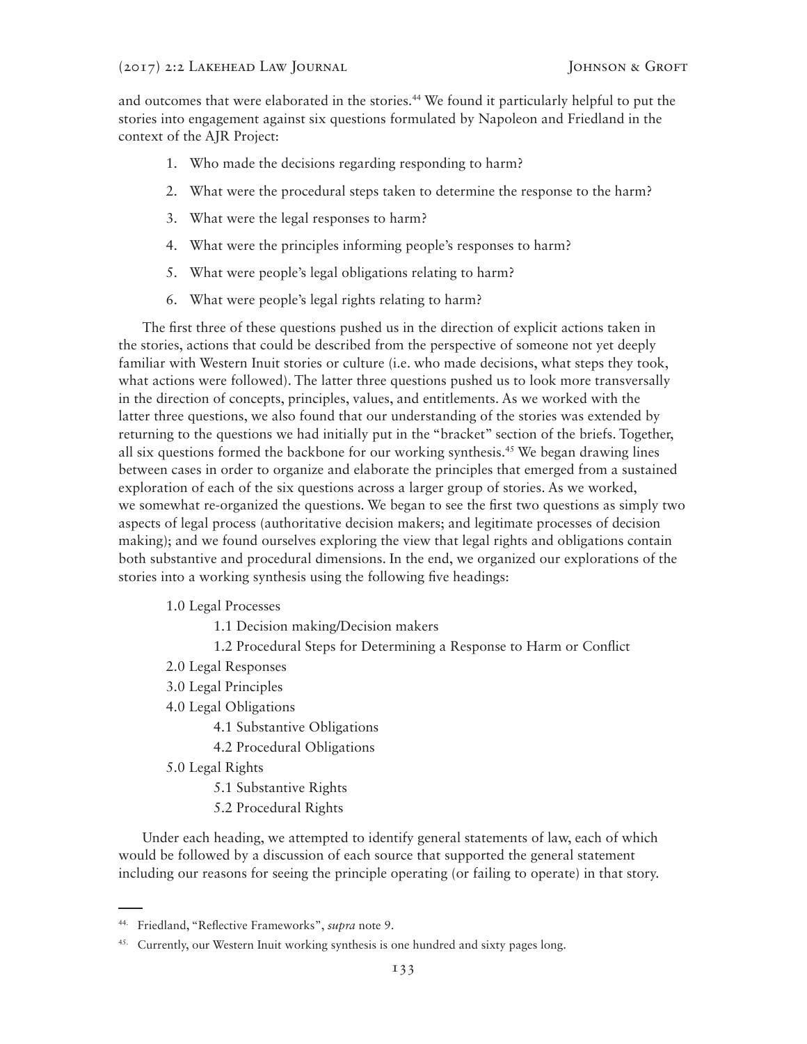and outcomes that were elaborated in the stories.[44] We found it particularly helpful to put the stories into engagement against six questions formulated by Napoleon and Friedland in the context of the AJR Project:

1. Who made the decisions regarding responding to harm?
2. What were the procedural steps taken to determine the response to the harm?
3. What were the legal responses to harm?
4. What were the principles informing people's responses to harm?
5. What were people's legal obligations relating to harm?
6. What were people's legal rights relating to harm?

The first three of these questions pushed us in the direction of explicit actions taken in the stories, actions that could be described from the perspective of someone not yet deeply familiar with Western Inuit stories or culture (i.e. who made decisions, what steps they took, what actions were followed). The latter three questions pushed us to look more transversally in the direction of concepts, principles, values, and entitlements. As we worked with the latter three questions, we also found that our understanding of the stories was extended by returning to the questions we had initially put in the "bracket" section of the briefs. Together, all six questions formed the backbone for our working synthesis.[45] We began drawing lines between cases in order to organize and elaborate the principles that emerged from a sustained exploration of each of the six questions across a larger group of stories. As we worked, we somewhat re-organized the questions. We began to see the first two questions as simply two aspects of legal process (authoritative decision makers; and legitimate processes of decision making); and we found ourselves exploring the view that legal rights and obligations contain both substantive and procedural dimensions. In the end, we organized our explorations of the stories into a working synthesis using the following five headings:

- 1.0 Legal Processes
  - 1.1 Decision making/Decision makers
  - 1.2 Procedural Steps for Determining a Response to Harm or Conflict
- 2.0 Legal Responses
- 3.0 Legal Principles
- 4.0 Legal Obligations
  - 4.1 Substantive Obligations
  - 4.2 Procedural Obligations
- 5.0 Legal Rights
  - 5.1 Substantive Rights
  - 5.2 Procedural Rights

Under each heading, we attempted to identify general statements of law, each of which would be followed by a discussion of each source that supported the general statement including our reasons for seeing the principle operating (or failing to operate) in that story.

---

[44] Friedland, "Reflective Frameworks", *supra* note 9.

[45] Currently, our Western Inuit working synthesis is one hundred and sixty pages long.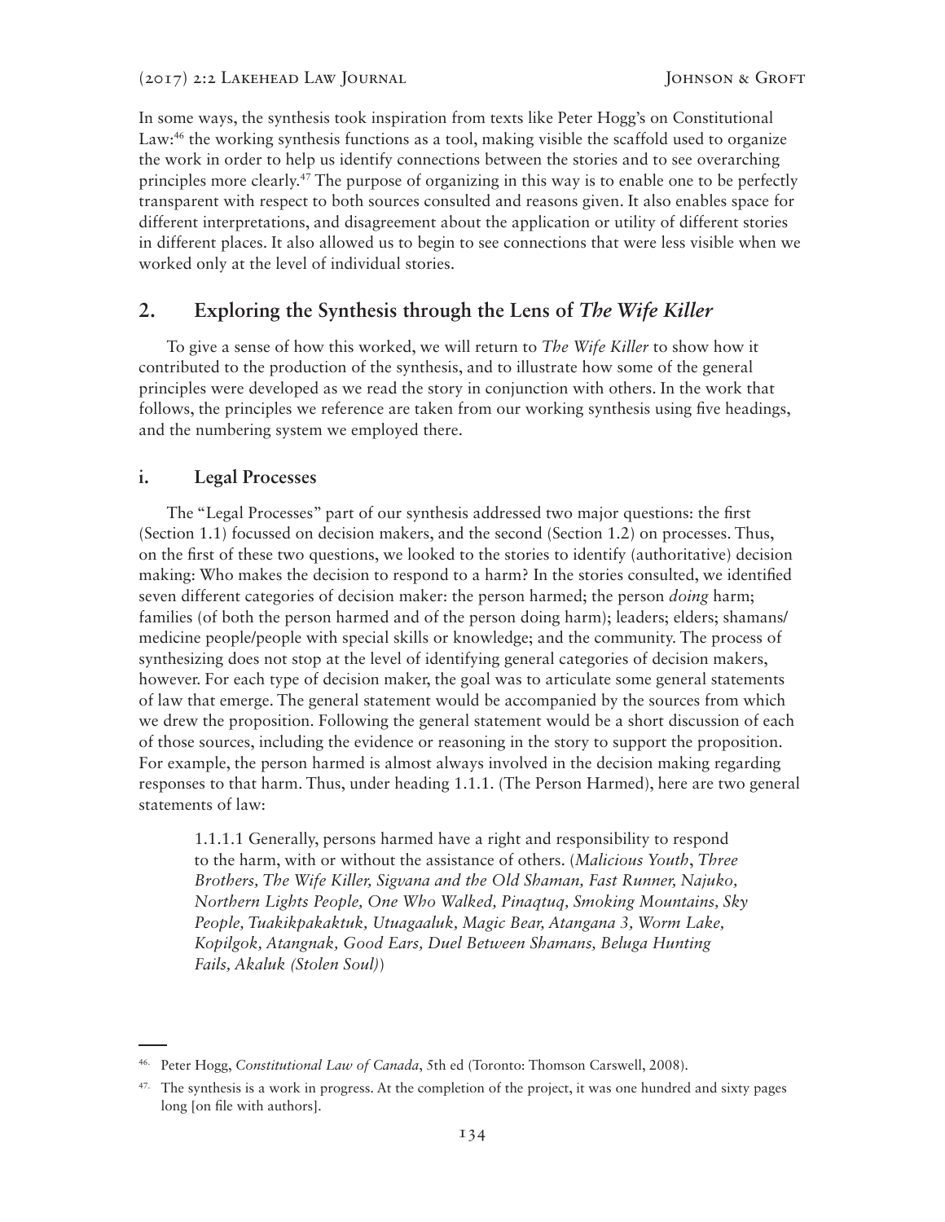In some ways, the synthesis took inspiration from texts like Peter Hogg's on Constitutional Law:[46] the working synthesis functions as a tool, making visible the scaffold used to organize the work in order to help us identify connections between the stories and to see overarching principles more clearly.[47] The purpose of organizing in this way is to enable one to be perfectly transparent with respect to both sources consulted and reasons given. It also enables space for different interpretations, and disagreement about the application or utility of different stories in different places. It also allowed us to begin to see connections that were less visible when we worked only at the level of individual stories.

## 2. Exploring the Synthesis through the Lens of *The Wife Killer*

To give a sense of how this worked, we will return to *The Wife Killer* to show how it contributed to the production of the synthesis, and to illustrate how some of the general principles were developed as we read the story in conjunction with others. In the work that follows, the principles we reference are taken from our working synthesis using five headings, and the numbering system we employed there.

### i. Legal Processes

The "Legal Processes" part of our synthesis addressed two major questions: the first (Section 1.1) focussed on decision makers, and the second (Section 1.2) on processes. Thus, on the first of these two questions, we looked to the stories to identify (authoritative) decision making: Who makes the decision to respond to a harm? In the stories consulted, we identified seven different categories of decision maker: the person harmed; the person *doing* harm; families (of both the person harmed and of the person doing harm); leaders; elders; shamans/medicine people/people with special skills or knowledge; and the community. The process of synthesizing does not stop at the level of identifying general categories of decision makers, however. For each type of decision maker, the goal was to articulate some general statements of law that emerge. The general statement would be accompanied by the sources from which we drew the proposition. Following the general statement would be a short discussion of each of those sources, including the evidence or reasoning in the story to support the proposition. For example, the person harmed is almost always involved in the decision making regarding responses to that harm. Thus, under heading 1.1.1. (The Person Harmed), here are two general statements of law:

> 1.1.1.1 Generally, persons harmed have a right and responsibility to respond to the harm, with or without the assistance of others. (*Malicious Youth*, *Three Brothers, The Wife Killer, Sigvana and the Old Shaman, Fast Runner, Najuko, Northern Lights People, One Who Walked, Pinaqtuq, Smoking Mountains, Sky People, Tuakikpakaktuk, Utuagaaluk, Magic Bear, Atangana 3, Worm Lake, Kopilgok, Atangnak, Good Ears, Duel Between Shamans, Beluga Hunting Fails, Akaluk (Stolen Soul)*)

---

[46] Peter Hogg, *Constitutional Law of Canada*, 5th ed (Toronto: Thomson Carswell, 2008).

[47] The synthesis is a work in progress. At the completion of the project, it was one hundred and sixty pages long [on file with authors].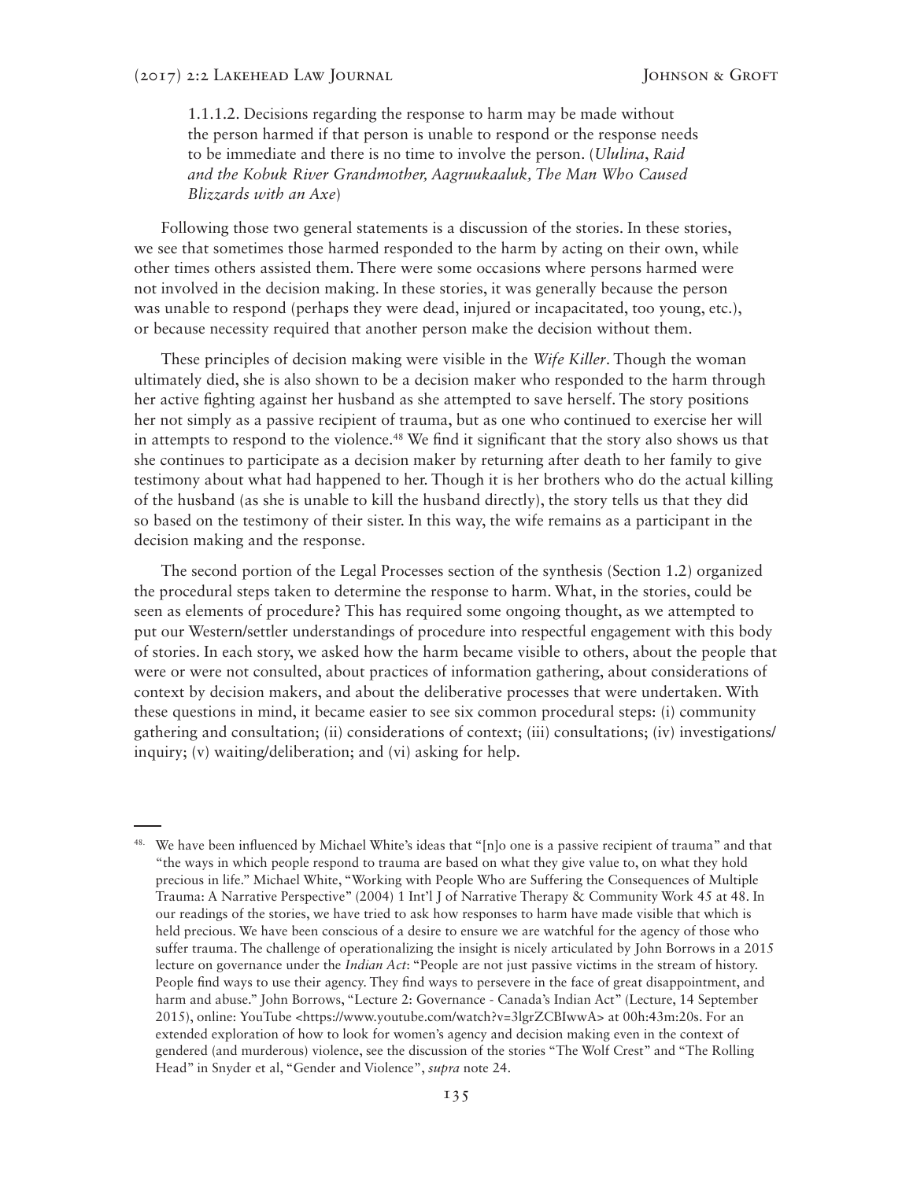1.1.1.2. Decisions regarding the response to harm may be made without the person harmed if that person is unable to respond or the response needs to be immediate and there is no time to involve the person. (*Ululina*, *Raid and the Kobuk River Grandmother, Aagruukaaluk, The Man Who Caused Blizzards with an Axe*)

Following those two general statements is a discussion of the stories. In these stories, we see that sometimes those harmed responded to the harm by acting on their own, while other times others assisted them. There were some occasions where persons harmed were not involved in the decision making. In these stories, it was generally because the person was unable to respond (perhaps they were dead, injured or incapacitated, too young, etc.), or because necessity required that another person make the decision without them.

These principles of decision making were visible in the *Wife Killer*. Though the woman ultimately died, she is also shown to be a decision maker who responded to the harm through her active fighting against her husband as she attempted to save herself. The story positions her not simply as a passive recipient of trauma, but as one who continued to exercise her will in attempts to respond to the violence.[48] We find it significant that the story also shows us that she continues to participate as a decision maker by returning after death to her family to give testimony about what had happened to her. Though it is her brothers who do the actual killing of the husband (as she is unable to kill the husband directly), the story tells us that they did so based on the testimony of their sister. In this way, the wife remains as a participant in the decision making and the response.

The second portion of the Legal Processes section of the synthesis (Section 1.2) organized the procedural steps taken to determine the response to harm. What, in the stories, could be seen as elements of procedure? This has required some ongoing thought, as we attempted to put our Western/settler understandings of procedure into respectful engagement with this body of stories. In each story, we asked how the harm became visible to others, about the people that were or were not consulted, about practices of information gathering, about considerations of context by decision makers, and about the deliberative processes that were undertaken. With these questions in mind, it became easier to see six common procedural steps: (i) community gathering and consultation; (ii) considerations of context; (iii) consultations; (iv) investigations/inquiry; (v) waiting/deliberation; and (vi) asking for help.

---

[48] We have been influenced by Michael White's ideas that "[n]o one is a passive recipient of trauma" and that "the ways in which people respond to trauma are based on what they give value to, on what they hold precious in life." Michael White, "Working with People Who are Suffering the Consequences of Multiple Trauma: A Narrative Perspective" (2004) 1 Int'l J of Narrative Therapy & Community Work 45 at 48. In our readings of the stories, we have tried to ask how responses to harm have made visible that which is held precious. We have been conscious of a desire to ensure we are watchful for the agency of those who suffer trauma. The challenge of operationalizing the insight is nicely articulated by John Borrows in a 2015 lecture on governance under the *Indian Act*: "People are not just passive victims in the stream of history. People find ways to use their agency. They find ways to persevere in the face of great disappointment, and harm and abuse." John Borrows, "Lecture 2: Governance - Canada's Indian Act" (Lecture, 14 September 2015), online: YouTube <https://www.youtube.com/watch?v=3lgrZCBIwwA> at 00h:43m:20s. For an extended exploration of how to look for women's agency and decision making even in the context of gendered (and murderous) violence, see the discussion of the stories "The Wolf Crest" and "The Rolling Head" in Snyder et al, "Gender and Violence", *supra* note 24.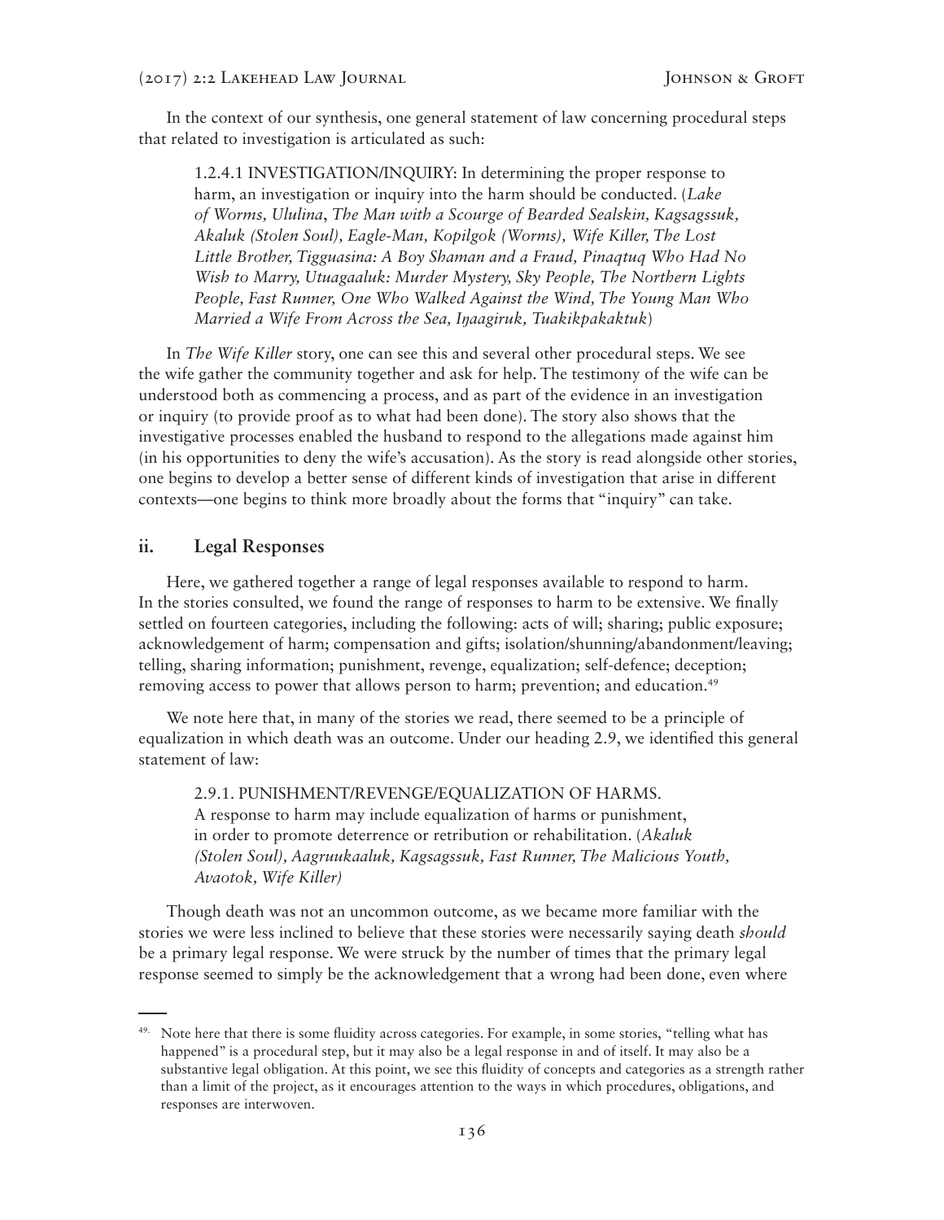In the context of our synthesis, one general statement of law concerning procedural steps that related to investigation is articulated as such:

> 1.2.4.1 INVESTIGATION/INQUIRY: In determining the proper response to harm, an investigation or inquiry into the harm should be conducted. (*Lake of Worms, Ululina*, *The Man with a Scourge of Bearded Sealskin, Kagsagssuk, Akaluk (Stolen Soul), Eagle-Man, Kopilgok (Worms), Wife Killer, The Lost Little Brother, Tigguasina: A Boy Shaman and a Fraud, Pinaqtuq Who Had No Wish to Marry, Utuagaaluk: Murder Mystery, Sky People, The Northern Lights People, Fast Runner, One Who Walked Against the Wind, The Young Man Who Married a Wife From Across the Sea, Iŋaagiruk, Tuakikpakaktuk*)

In *The Wife Killer* story, one can see this and several other procedural steps. We see the wife gather the community together and ask for help. The testimony of the wife can be understood both as commencing a process, and as part of the evidence in an investigation or inquiry (to provide proof as to what had been done). The story also shows that the investigative processes enabled the husband to respond to the allegations made against him (in his opportunities to deny the wife's accusation). As the story is read alongside other stories, one begins to develop a better sense of different kinds of investigation that arise in different contexts—one begins to think more broadly about the forms that "inquiry" can take.

### ii. Legal Responses

Here, we gathered together a range of legal responses available to respond to harm. In the stories consulted, we found the range of responses to harm to be extensive. We finally settled on fourteen categories, including the following: acts of will; sharing; public exposure; acknowledgement of harm; compensation and gifts; isolation/shunning/abandonment/leaving; telling, sharing information; punishment, revenge, equalization; self-defence; deception; removing access to power that allows person to harm; prevention; and education.[49]

We note here that, in many of the stories we read, there seemed to be a principle of equalization in which death was an outcome. Under our heading 2.9, we identified this general statement of law:

> 2.9.1. PUNISHMENT/REVENGE/EQUALIZATION OF HARMS.
> A response to harm may include equalization of harms or punishment, in order to promote deterrence or retribution or rehabilitation. (*Akaluk (Stolen Soul), Aagruukaaluk, Kagsagssuk, Fast Runner, The Malicious Youth, Avaotok, Wife Killer)*

Though death was not an uncommon outcome, as we became more familiar with the stories we were less inclined to believe that these stories were necessarily saying death *should* be a primary legal response. We were struck by the number of times that the primary legal response seemed to simply be the acknowledgement that a wrong had been done, even where

---

[49] Note here that there is some fluidity across categories. For example, in some stories, "telling what has happened" is a procedural step, but it may also be a legal response in and of itself. It may also be a substantive legal obligation. At this point, we see this fluidity of concepts and categories as a strength rather than a limit of the project, as it encourages attention to the ways in which procedures, obligations, and responses are interwoven.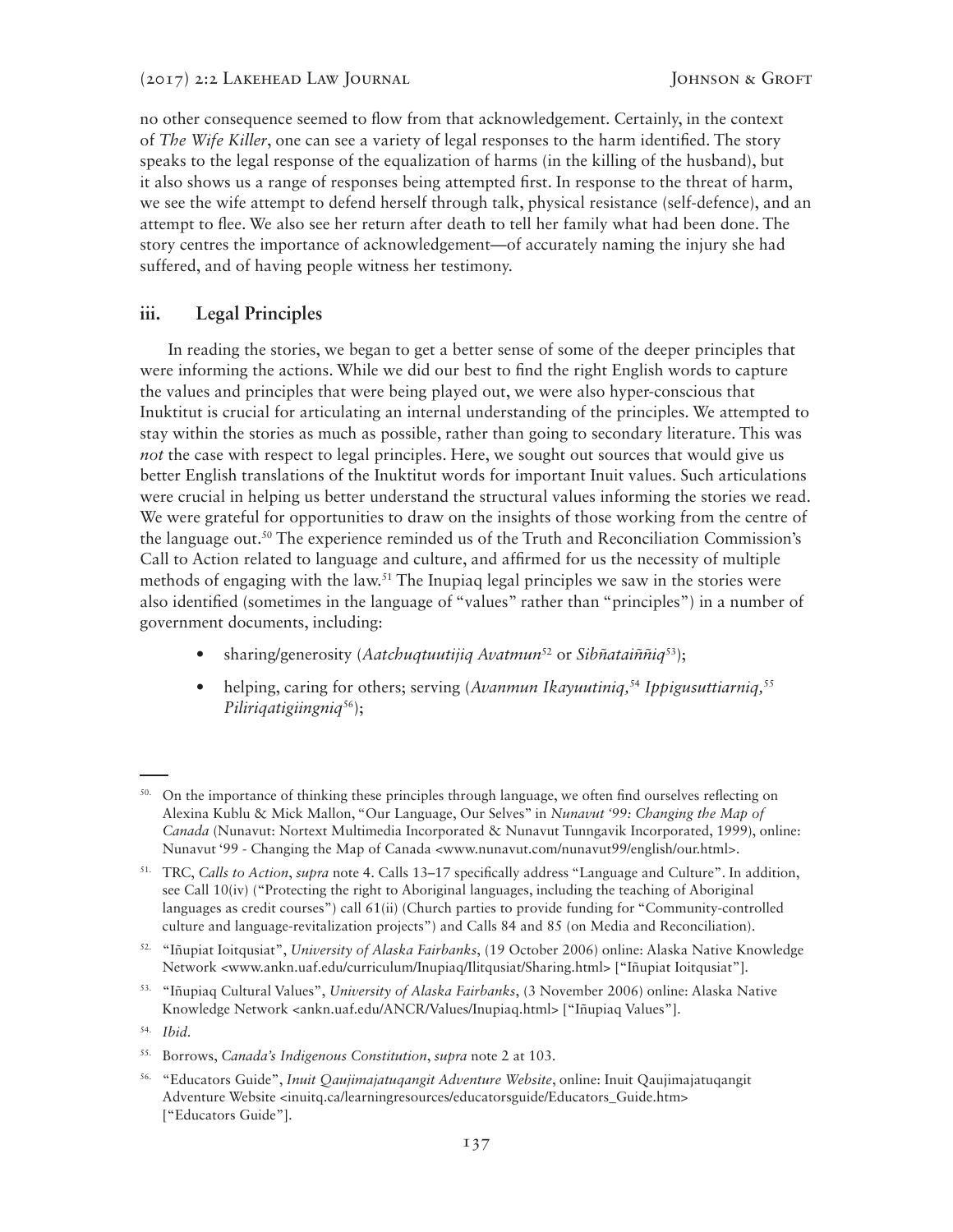no other consequence seemed to flow from that acknowledgement. Certainly, in the context of *The Wife Killer*, one can see a variety of legal responses to the harm identified. The story speaks to the legal response of the equalization of harms (in the killing of the husband), but it also shows us a range of responses being attempted first. In response to the threat of harm, we see the wife attempt to defend herself through talk, physical resistance (self-defence), and an attempt to flee. We also see her return after death to tell her family what had been done. The story centres the importance of acknowledgement—of accurately naming the injury she had suffered, and of having people witness her testimony.

### iii. Legal Principles

In reading the stories, we began to get a better sense of some of the deeper principles that were informing the actions. While we did our best to find the right English words to capture the values and principles that were being played out, we were also hyper-conscious that Inuktitut is crucial for articulating an internal understanding of the principles. We attempted to stay within the stories as much as possible, rather than going to secondary literature. This was *not* the case with respect to legal principles. Here, we sought out sources that would give us better English translations of the Inuktitut words for important Inuit values. Such articulations were crucial in helping us better understand the structural values informing the stories we read. We were grateful for opportunities to draw on the insights of those working from the centre of the language out.[50] The experience reminded us of the Truth and Reconciliation Commission's Call to Action related to language and culture, and affirmed for us the necessity of multiple methods of engaging with the law.[51] The Inupiaq legal principles we saw in the stories were also identified (sometimes in the language of "values" rather than "principles") in a number of government documents, including:

- sharing/generosity (*Aatchuqtuutijiq Avatmun*[52] or *Sibñataiññiq*[53]);
- helping, caring for others; serving (*Avanmun Ikayuutiniq,*[54] *Ippigusuttiarniq,*[55] *Piliriqatigiingniq*[56]);

---

[50] On the importance of thinking these principles through language, we often find ourselves reflecting on Alexina Kublu & Mick Mallon, "Our Language, Our Selves" in *Nunavut '99: Changing the Map of Canada* (Nunavut: Nortext Multimedia Incorporated & Nunavut Tunngavik Incorporated, 1999), online: Nunavut '99 - Changing the Map of Canada <www.nunavut.com/nunavut99/english/our.html>.

[51] TRC, *Calls to Action*, *supra* note 4. Calls 13–17 specifically address "Language and Culture". In addition, see Call 10(iv) ("Protecting the right to Aboriginal languages, including the teaching of Aboriginal languages as credit courses") call 61(ii) (Church parties to provide funding for "Community-controlled culture and language-revitalization projects") and Calls 84 and 85 (on Media and Reconciliation).

[52] "Iñupiat Ioitqusiat", *University of Alaska Fairbanks*, (19 October 2006) online: Alaska Native Knowledge Network <www.ankn.uaf.edu/curriculum/Inupiaq/Ilitqusiat/Sharing.html> ["Iñupiat Ioitqusiat"].

[53] "Iñupiaq Cultural Values", *University of Alaska Fairbanks*, (3 November 2006) online: Alaska Native Knowledge Network <ankn.uaf.edu/ANCR/Values/Inupiaq.html> ["Iñupiaq Values"].

[54] *Ibid.*

[55] Borrows, *Canada's Indigenous Constitution*, *supra* note 2 at 103.

[56] "Educators Guide", *Inuit Qaujimajatuqangit Adventure Website*, online: Inuit Qaujimajatuqangit Adventure Website <inuitq.ca/learningresources/educatorsguide/Educators_Guide.htm> ["Educators Guide"].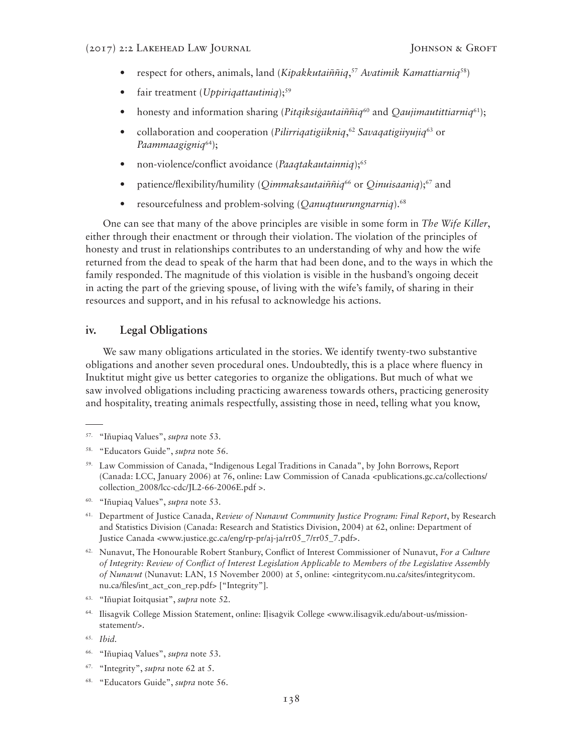- respect for others, animals, land (*Kipakkutaiññiq*,[57] *Avatimik Kamattiarniq*[58])
- fair treatment (*Uppiriqattautiniq*);[59]
- honesty and information sharing (*Pitqiksiġautaiññiq*[60] and *Qaujimautittiarniq*[61]);
- collaboration and cooperation (*Pilirriqatigiikniq*,[62] *Savaqatigiiyujiq*[63] or *Paammaagigniq*[64]);
- non-violence/conflict avoidance (*Paaqtakautainniq*);[65]
- patience/flexibility/humility (*Qimmaksautaiññiq*[66] or *Qinuisaaniq*);[67] and
- resourcefulness and problem-solving (*Qanuqtuurungnarniq*).[68]

One can see that many of the above principles are visible in some form in *The Wife Killer*, either through their enactment or through their violation. The violation of the principles of honesty and trust in relationships contributes to an understanding of why and how the wife returned from the dead to speak of the harm that had been done, and to the ways in which the family responded. The magnitude of this violation is visible in the husband's ongoing deceit in acting the part of the grieving spouse, of living with the wife's family, of sharing in their resources and support, and in his refusal to acknowledge his actions.

### iv. Legal Obligations

We saw many obligations articulated in the stories. We identify twenty-two substantive obligations and another seven procedural ones. Undoubtedly, this is a place where fluency in Inuktitut might give us better categories to organize the obligations. But much of what we saw involved obligations including practicing awareness towards others, practicing generosity and hospitality, treating animals respectfully, assisting those in need, telling what you know,

---

57. "Iñupiaq Values", *supra* note 53.

58. "Educators Guide", *supra* note 56.

59. Law Commission of Canada, "Indigenous Legal Traditions in Canada", by John Borrows, Report (Canada: LCC, January 2006) at 76, online: Law Commission of Canada <publications.gc.ca/collections/collection_2008/lcc-cdc/JL2-66-2006E.pdf >.

60. "Iñupiaq Values", *supra* note 53.

61. Department of Justice Canada, *Review of Nunavut Community Justice Program: Final Report*, by Research and Statistics Division (Canada: Research and Statistics Division, 2004) at 62, online: Department of Justice Canada <www.justice.gc.ca/eng/rp-pr/aj-ja/rr05_7/rr05_7.pdf>.

62. Nunavut, The Honourable Robert Stanbury, Conflict of Interest Commissioner of Nunavut, *For a Culture of Integrity: Review of Conflict of Interest Legislation Applicable to Members of the Legislative Assembly of Nunavut* (Nunavut: LAN, 15 November 2000) at 5, online: <integritycom.nu.ca/sites/integritycom.nu.ca/files/int_act_con_rep.pdf> ["Integrity"].

63. "Iñupiat Ioitqusiat", *supra* note 52.

64. Ilisagvik College Mission Statement, online: Iḷisaġvik College <www.ilisagvik.edu/about-us/mission-statement/>.

65. *Ibid*.

66. "Iñupiaq Values", *supra* note 53.

67. "Integrity", *supra* note 62 at 5.

68. "Educators Guide", *supra* note 56.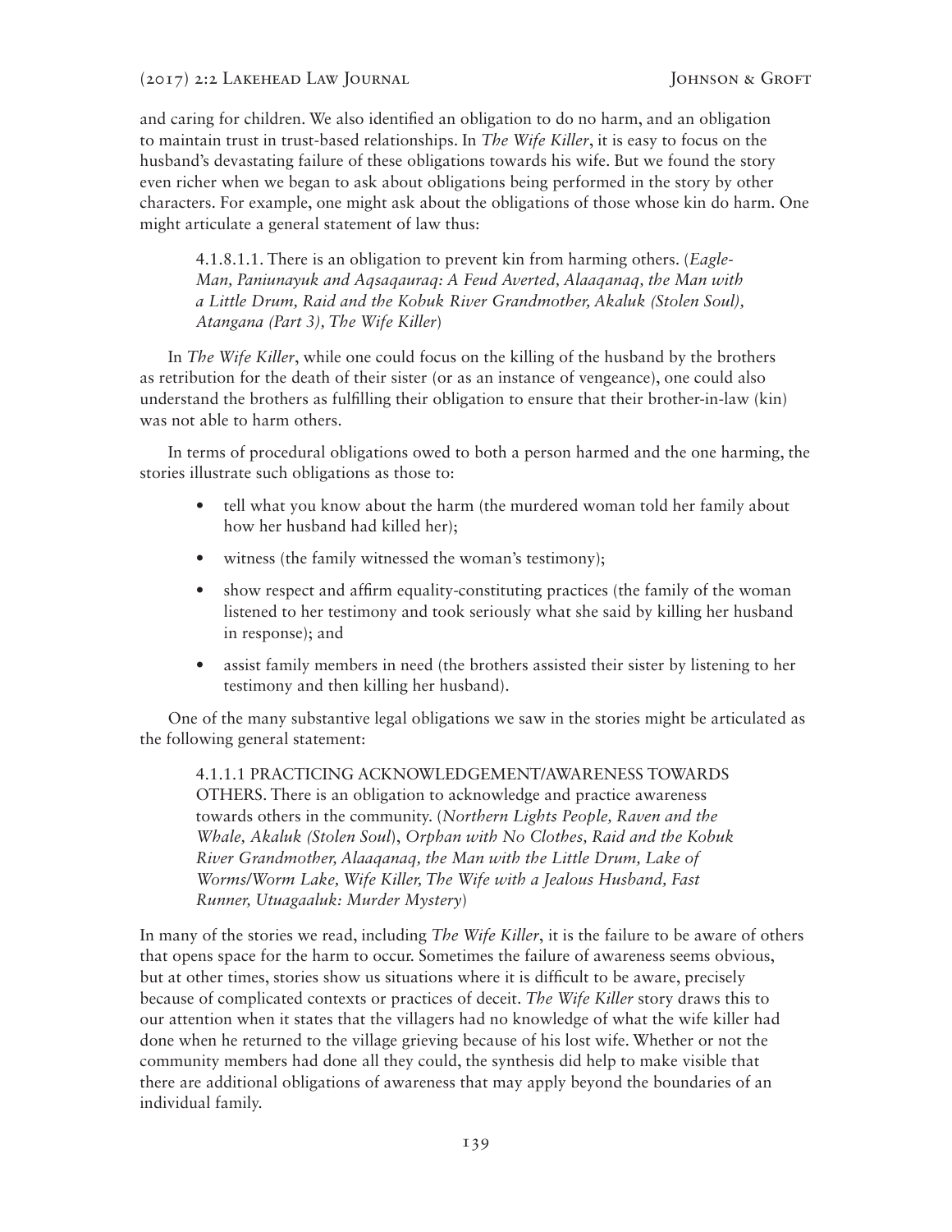and caring for children. We also identified an obligation to do no harm, and an obligation to maintain trust in trust-based relationships. In *The Wife Killer*, it is easy to focus on the husband's devastating failure of these obligations towards his wife. But we found the story even richer when we began to ask about obligations being performed in the story by other characters. For example, one might ask about the obligations of those whose kin do harm. One might articulate a general statement of law thus:

> 4.1.8.1.1. There is an obligation to prevent kin from harming others. (*Eagle-Man, Paniunayuk and Aqsaqauraq: A Feud Averted, Alaaqanaq, the Man with a Little Drum, Raid and the Kobuk River Grandmother, Akaluk (Stolen Soul), Atangana (Part 3), The Wife Killer*)

In *The Wife Killer*, while one could focus on the killing of the husband by the brothers as retribution for the death of their sister (or as an instance of vengeance), one could also understand the brothers as fulfilling their obligation to ensure that their brother-in-law (kin) was not able to harm others.

In terms of procedural obligations owed to both a person harmed and the one harming, the stories illustrate such obligations as those to:

- tell what you know about the harm (the murdered woman told her family about how her husband had killed her);
- witness (the family witnessed the woman's testimony);
- show respect and affirm equality-constituting practices (the family of the woman listened to her testimony and took seriously what she said by killing her husband in response); and
- assist family members in need (the brothers assisted their sister by listening to her testimony and then killing her husband).

One of the many substantive legal obligations we saw in the stories might be articulated as the following general statement:

> 4.1.1.1 PRACTICING ACKNOWLEDGEMENT/AWARENESS TOWARDS OTHERS. There is an obligation to acknowledge and practice awareness towards others in the community. (*Northern Lights People, Raven and the Whale, Akaluk (Stolen Soul*), *Orphan with No Clothes, Raid and the Kobuk River Grandmother, Alaaqanaq, the Man with the Little Drum, Lake of Worms/Worm Lake, Wife Killer, The Wife with a Jealous Husband, Fast Runner, Utuagaaluk: Murder Mystery*)

In many of the stories we read, including *The Wife Killer*, it is the failure to be aware of others that opens space for the harm to occur. Sometimes the failure of awareness seems obvious, but at other times, stories show us situations where it is difficult to be aware, precisely because of complicated contexts or practices of deceit. *The Wife Killer* story draws this to our attention when it states that the villagers had no knowledge of what the wife killer had done when he returned to the village grieving because of his lost wife. Whether or not the community members had done all they could, the synthesis did help to make visible that there are additional obligations of awareness that may apply beyond the boundaries of an individual family.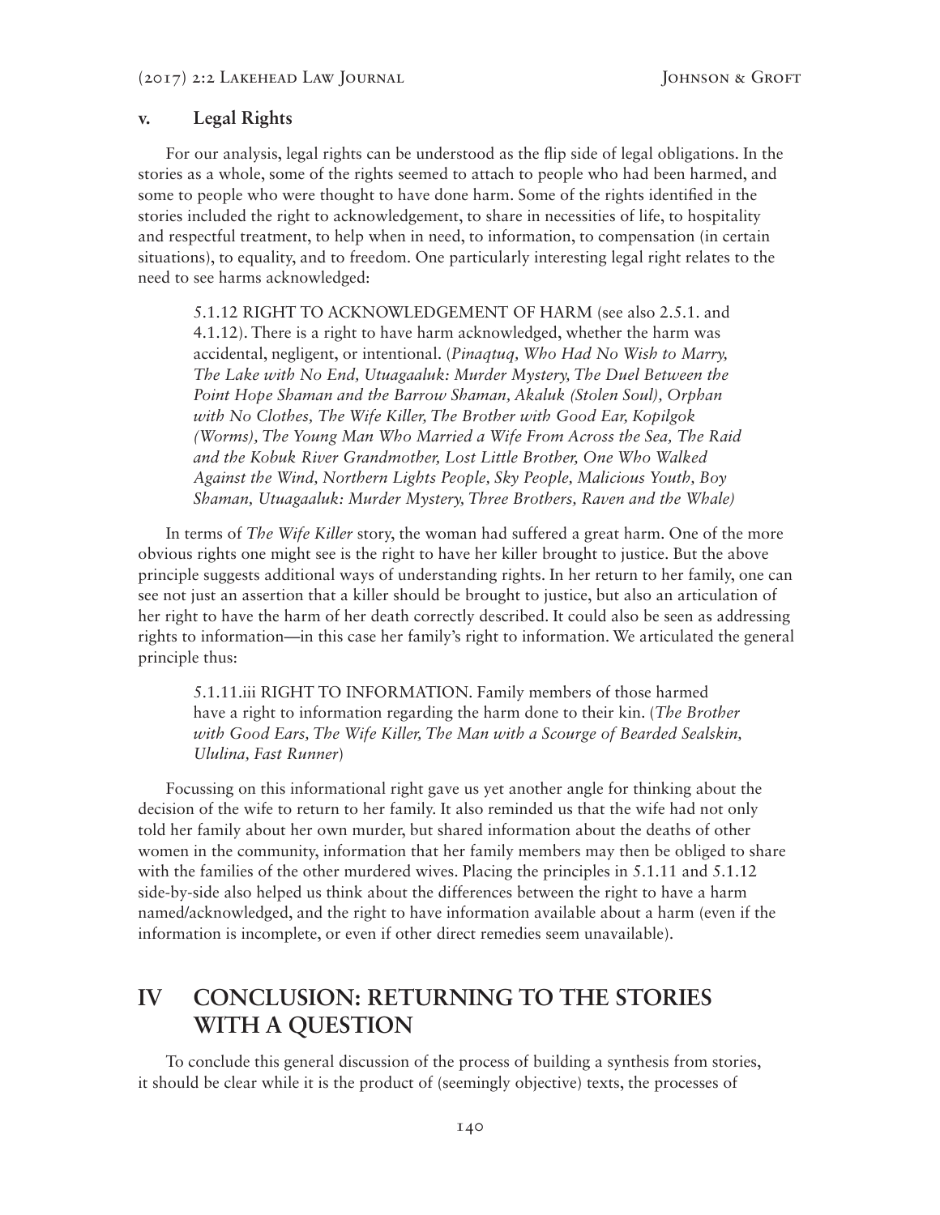### v. Legal Rights

For our analysis, legal rights can be understood as the flip side of legal obligations. In the stories as a whole, some of the rights seemed to attach to people who had been harmed, and some to people who were thought to have done harm. Some of the rights identified in the stories included the right to acknowledgement, to share in necessities of life, to hospitality and respectful treatment, to help when in need, to information, to compensation (in certain situations), to equality, and to freedom. One particularly interesting legal right relates to the need to see harms acknowledged:

> 5.1.12 RIGHT TO ACKNOWLEDGEMENT OF HARM (see also 2.5.1. and 4.1.12). There is a right to have harm acknowledged, whether the harm was accidental, negligent, or intentional. (*Pinaqtuq, Who Had No Wish to Marry, The Lake with No End, Utuagaaluk: Murder Mystery, The Duel Between the Point Hope Shaman and the Barrow Shaman, Akaluk (Stolen Soul), Orphan with No Clothes, The Wife Killer, The Brother with Good Ear, Kopilgok (Worms), The Young Man Who Married a Wife From Across the Sea, The Raid and the Kobuk River Grandmother, Lost Little Brother, One Who Walked Against the Wind, Northern Lights People, Sky People, Malicious Youth, Boy Shaman, Utuagaaluk: Murder Mystery, Three Brothers, Raven and the Whale)*

In terms of *The Wife Killer* story, the woman had suffered a great harm. One of the more obvious rights one might see is the right to have her killer brought to justice. But the above principle suggests additional ways of understanding rights. In her return to her family, one can see not just an assertion that a killer should be brought to justice, but also an articulation of her right to have the harm of her death correctly described. It could also be seen as addressing rights to information—in this case her family's right to information. We articulated the general principle thus:

> 5.1.11.iii RIGHT TO INFORMATION. Family members of those harmed have a right to information regarding the harm done to their kin. (*The Brother with Good Ears, The Wife Killer, The Man with a Scourge of Bearded Sealskin, Ululina, Fast Runner*)

Focussing on this informational right gave us yet another angle for thinking about the decision of the wife to return to her family. It also reminded us that the wife had not only told her family about her own murder, but shared information about the deaths of other women in the community, information that her family members may then be obliged to share with the families of the other murdered wives. Placing the principles in 5.1.11 and 5.1.12 side-by-side also helped us think about the differences between the right to have a harm named/acknowledged, and the right to have information available about a harm (even if the information is incomplete, or even if other direct remedies seem unavailable).

## IV CONCLUSION: RETURNING TO THE STORIES WITH A QUESTION

To conclude this general discussion of the process of building a synthesis from stories, it should be clear while it is the product of (seemingly objective) texts, the processes of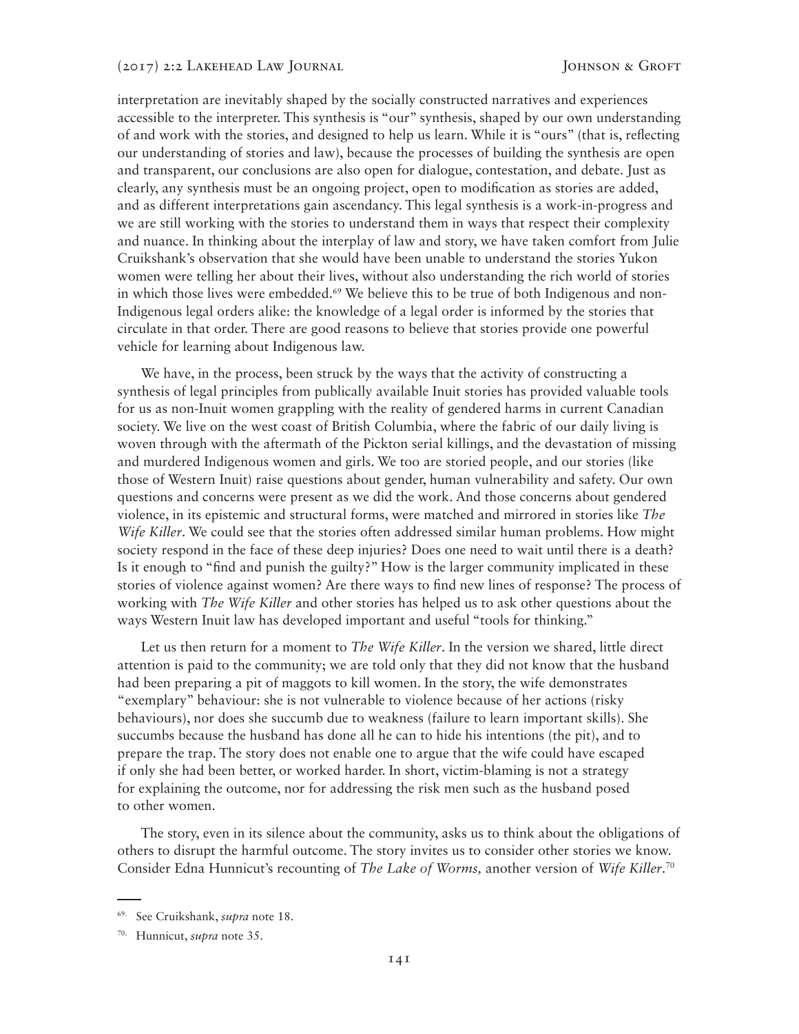interpretation are inevitably shaped by the socially constructed narratives and experiences accessible to the interpreter. This synthesis is "our" synthesis, shaped by our own understanding of and work with the stories, and designed to help us learn. While it is "ours" (that is, reflecting our understanding of stories and law), because the processes of building the synthesis are open and transparent, our conclusions are also open for dialogue, contestation, and debate. Just as clearly, any synthesis must be an ongoing project, open to modification as stories are added, and as different interpretations gain ascendancy. This legal synthesis is a work-in-progress and we are still working with the stories to understand them in ways that respect their complexity and nuance. In thinking about the interplay of law and story, we have taken comfort from Julie Cruikshank's observation that she would have been unable to understand the stories Yukon women were telling her about their lives, without also understanding the rich world of stories in which those lives were embedded.[69] We believe this to be true of both Indigenous and non-Indigenous legal orders alike: the knowledge of a legal order is informed by the stories that circulate in that order. There are good reasons to believe that stories provide one powerful vehicle for learning about Indigenous law.

We have, in the process, been struck by the ways that the activity of constructing a synthesis of legal principles from publically available Inuit stories has provided valuable tools for us as non-Inuit women grappling with the reality of gendered harms in current Canadian society. We live on the west coast of British Columbia, where the fabric of our daily living is woven through with the aftermath of the Pickton serial killings, and the devastation of missing and murdered Indigenous women and girls. We too are storied people, and our stories (like those of Western Inuit) raise questions about gender, human vulnerability and safety. Our own questions and concerns were present as we did the work. And those concerns about gendered violence, in its epistemic and structural forms, were matched and mirrored in stories like *The Wife Killer*. We could see that the stories often addressed similar human problems. How might society respond in the face of these deep injuries? Does one need to wait until there is a death? Is it enough to "find and punish the guilty?" How is the larger community implicated in these stories of violence against women? Are there ways to find new lines of response? The process of working with *The Wife Killer* and other stories has helped us to ask other questions about the ways Western Inuit law has developed important and useful "tools for thinking."

Let us then return for a moment to *The Wife Killer*. In the version we shared, little direct attention is paid to the community; we are told only that they did not know that the husband had been preparing a pit of maggots to kill women. In the story, the wife demonstrates "exemplary" behaviour: she is not vulnerable to violence because of her actions (risky behaviours), nor does she succumb due to weakness (failure to learn important skills). She succumbs because the husband has done all he can to hide his intentions (the pit), and to prepare the trap. The story does not enable one to argue that the wife could have escaped if only she had been better, or worked harder. In short, victim-blaming is not a strategy for explaining the outcome, nor for addressing the risk men such as the husband posed to other women.

The story, even in its silence about the community, asks us to think about the obligations of others to disrupt the harmful outcome. The story invites us to consider other stories we know. Consider Edna Hunnicut's recounting of *The Lake of Worms,* another version of *Wife Killer*.[70]

[69] See Cruikshank, *supra* note 18.

[70] Hunnicut, *supra* note 35.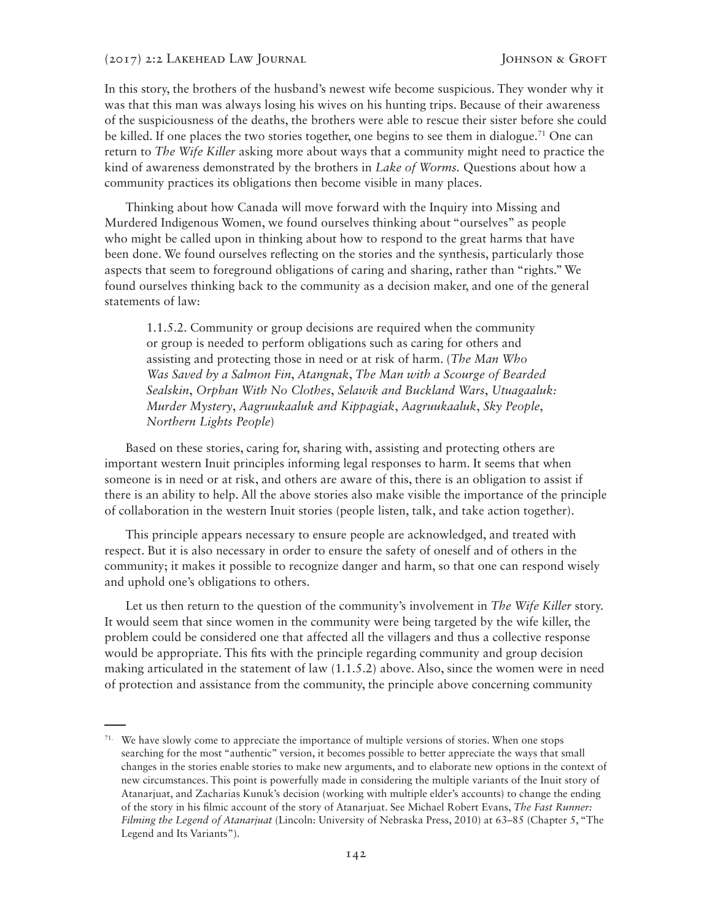In this story, the brothers of the husband's newest wife become suspicious. They wonder why it was that this man was always losing his wives on his hunting trips. Because of their awareness of the suspiciousness of the deaths, the brothers were able to rescue their sister before she could be killed. If one places the two stories together, one begins to see them in dialogue.[71] One can return to *The Wife Killer* asking more about ways that a community might need to practice the kind of awareness demonstrated by the brothers in *Lake of Worms.* Questions about how a community practices its obligations then become visible in many places.

Thinking about how Canada will move forward with the Inquiry into Missing and Murdered Indigenous Women, we found ourselves thinking about "ourselves" as people who might be called upon in thinking about how to respond to the great harms that have been done. We found ourselves reflecting on the stories and the synthesis, particularly those aspects that seem to foreground obligations of caring and sharing, rather than "rights." We found ourselves thinking back to the community as a decision maker, and one of the general statements of law:

> 1.1.5.2. Community or group decisions are required when the community or group is needed to perform obligations such as caring for others and assisting and protecting those in need or at risk of harm. (*The Man Who Was Saved by a Salmon Fin*, *Atangnak*, *The Man with a Scourge of Bearded Sealskin*, *Orphan With No Clothes*, *Selawik and Buckland Wars*, *Utuagaaluk: Murder Mystery*, *Aagruukaaluk and Kippagiak*, *Aagruukaaluk*, *Sky People*, *Northern Lights People*)

Based on these stories, caring for, sharing with, assisting and protecting others are important western Inuit principles informing legal responses to harm. It seems that when someone is in need or at risk, and others are aware of this, there is an obligation to assist if there is an ability to help. All the above stories also make visible the importance of the principle of collaboration in the western Inuit stories (people listen, talk, and take action together).

This principle appears necessary to ensure people are acknowledged, and treated with respect. But it is also necessary in order to ensure the safety of oneself and of others in the community; it makes it possible to recognize danger and harm, so that one can respond wisely and uphold one's obligations to others.

Let us then return to the question of the community's involvement in *The Wife Killer* story. It would seem that since women in the community were being targeted by the wife killer, the problem could be considered one that affected all the villagers and thus a collective response would be appropriate. This fits with the principle regarding community and group decision making articulated in the statement of law (1.1.5.2) above. Also, since the women were in need of protection and assistance from the community, the principle above concerning community

---

71. We have slowly come to appreciate the importance of multiple versions of stories. When one stops searching for the most "authentic" version, it becomes possible to better appreciate the ways that small changes in the stories enable stories to make new arguments, and to elaborate new options in the context of new circumstances. This point is powerfully made in considering the multiple variants of the Inuit story of Atanarjuat, and Zacharias Kunuk's decision (working with multiple elder's accounts) to change the ending of the story in his filmic account of the story of Atanarjuat. See Michael Robert Evans, *The Fast Runner: Filming the Legend of Atanarjuat* (Lincoln: University of Nebraska Press, 2010) at 63–85 (Chapter 5, "The Legend and Its Variants").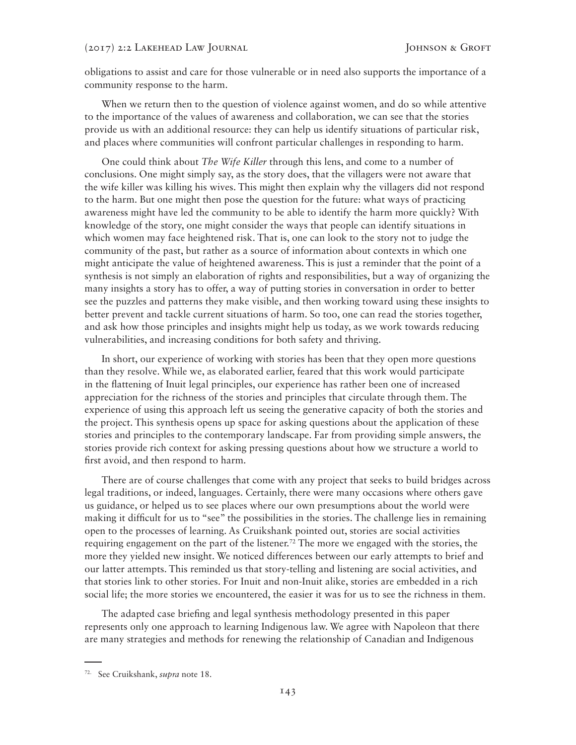obligations to assist and care for those vulnerable or in need also supports the importance of a community response to the harm.

When we return then to the question of violence against women, and do so while attentive to the importance of the values of awareness and collaboration, we can see that the stories provide us with an additional resource: they can help us identify situations of particular risk, and places where communities will confront particular challenges in responding to harm.

One could think about *The Wife Killer* through this lens, and come to a number of conclusions. One might simply say, as the story does, that the villagers were not aware that the wife killer was killing his wives. This might then explain why the villagers did not respond to the harm. But one might then pose the question for the future: what ways of practicing awareness might have led the community to be able to identify the harm more quickly? With knowledge of the story, one might consider the ways that people can identify situations in which women may face heightened risk. That is, one can look to the story not to judge the community of the past, but rather as a source of information about contexts in which one might anticipate the value of heightened awareness. This is just a reminder that the point of a synthesis is not simply an elaboration of rights and responsibilities, but a way of organizing the many insights a story has to offer, a way of putting stories in conversation in order to better see the puzzles and patterns they make visible, and then working toward using these insights to better prevent and tackle current situations of harm. So too, one can read the stories together, and ask how those principles and insights might help us today, as we work towards reducing vulnerabilities, and increasing conditions for both safety and thriving.

In short, our experience of working with stories has been that they open more questions than they resolve. While we, as elaborated earlier, feared that this work would participate in the flattening of Inuit legal principles, our experience has rather been one of increased appreciation for the richness of the stories and principles that circulate through them. The experience of using this approach left us seeing the generative capacity of both the stories and the project. This synthesis opens up space for asking questions about the application of these stories and principles to the contemporary landscape. Far from providing simple answers, the stories provide rich context for asking pressing questions about how we structure a world to first avoid, and then respond to harm.

There are of course challenges that come with any project that seeks to build bridges across legal traditions, or indeed, languages. Certainly, there were many occasions where others gave us guidance, or helped us to see places where our own presumptions about the world were making it difficult for us to "see" the possibilities in the stories. The challenge lies in remaining open to the processes of learning. As Cruikshank pointed out, stories are social activities requiring engagement on the part of the listener.[72] The more we engaged with the stories, the more they yielded new insight. We noticed differences between our early attempts to brief and our latter attempts. This reminded us that story-telling and listening are social activities, and that stories link to other stories. For Inuit and non-Inuit alike, stories are embedded in a rich social life; the more stories we encountered, the easier it was for us to see the richness in them.

The adapted case briefing and legal synthesis methodology presented in this paper represents only one approach to learning Indigenous law. We agree with Napoleon that there are many strategies and methods for renewing the relationship of Canadian and Indigenous

---

72. See Cruikshank, *supra* note 18.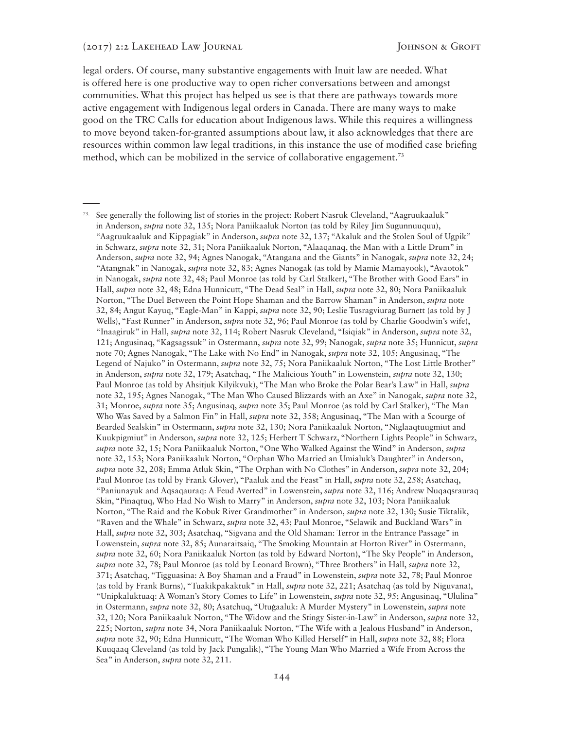legal orders. Of course, many substantive engagements with Inuit law are needed. What is offered here is one productive way to open richer conversations between and amongst communities. What this project has helped us see is that there are pathways towards more active engagement with Indigenous legal orders in Canada. There are many ways to make good on the TRC Calls for education about Indigenous laws. While this requires a willingness to move beyond taken-for-granted assumptions about law, it also acknowledges that there are resources within common law legal traditions, in this instance the use of modified case briefing method, which can be mobilized in the service of collaborative engagement.[73]

---

73. See generally the following list of stories in the project: Robert Nasruk Cleveland, "Aagruukaaluk" in Anderson, *supra* note 32, 135; Nora Paniikaaluk Norton (as told by Riley Jim Sugunnuuquu), "Aagruukaaluk and Kippagiak" in Anderson, *supra* note 32, 137; "Akaluk and the Stolen Soul of Ugpik" in Schwarz, *supra* note 32, 31; Nora Paniikaaluk Norton, "Alaaqanaq, the Man with a Little Drum" in Anderson, *supra* note 32, 94; Agnes Nanogak, "Atangana and the Giants" in Nanogak, *supra* note 32, 24; "Atangnak" in Nanogak, *supra* note 32, 83; Agnes Nanogak (as told by Mamie Mamayook), "Avaotok" in Nanogak, *supra* note 32, 48; Paul Monroe (as told by Carl Stalker), "The Brother with Good Ears" in Hall, *supra* note 32, 48; Edna Hunnicutt, "The Dead Seal" in Hall, *supra* note 32, 80; Nora Paniikaaluk Norton, "The Duel Between the Point Hope Shaman and the Barrow Shaman" in Anderson, *supra* note 32, 84; Angut Kayuq, "Eagle-Man" in Kappi, *supra* note 32, 90; Leslie Tusragviurag Burnett (as told by J Wells), "Fast Runner" in Anderson, *supra* note 32, 96; Paul Monroe (as told by Charlie Goodwin's wife), "Inaagiruk" in Hall, *supra* note 32, 114; Robert Nasruk Cleveland, "Isiqiak" in Anderson, *supra* note 32, 121; Angusinaq, "Kagsagssuk" in Ostermann, *supra* note 32, 99; Nanogak, *supra* note 35; Hunnicut, *supra* note 70; Agnes Nanogak, "The Lake with No End" in Nanogak, *supra* note 32, 105; Angusinaq, "The Legend of Najuko" in Ostermann, *supra* note 32, 75; Nora Paniikaaluk Norton, "The Lost Little Brother" in Anderson, *supra* note 32, 179; Asatchaq, "The Malicious Youth" in Lowenstein, *supra* note 32, 130; Paul Monroe (as told by Ahsitjuk Kilyikvuk), "The Man who Broke the Polar Bear's Law" in Hall, *supra* note 32, 195; Agnes Nanogak, "The Man Who Caused Blizzards with an Axe" in Nanogak, *supra* note 32, 31; Monroe, *supra* note 35; Angusinaq, *supra* note 35; Paul Monroe (as told by Carl Stalker), "The Man Who Was Saved by a Salmon Fin" in Hall, *supra* note 32, 358; Angusinaq, "The Man with a Scourge of Bearded Sealskin" in Ostermann, *supra* note 32, 130; Nora Paniikaaluk Norton, "Niglaaqtuugmiut and Kuukpigmiut" in Anderson, *supra* note 32, 125; Herbert T Schwarz, "Northern Lights People" in Schwarz, *supra* note 32, 15; Nora Paniikaaluk Norton, "One Who Walked Against the Wind" in Anderson, *supra* note 32, 153; Nora Paniikaaluk Norton, "Orphan Who Married an Umialuk's Daughter" in Anderson, *supra* note 32, 208; Emma Atluk Skin, "The Orphan with No Clothes" in Anderson, *supra* note 32, 204; Paul Monroe (as told by Frank Glover), "Paaluk and the Feast" in Hall, *supra* note 32, 258; Asatchaq, "Paniunayuk and Aqsaqauraq: A Feud Averted" in Lowenstein, *supra* note 32, 116; Andrew Nuqaqsrauraq Skin, "Pinaqtuq, Who Had No Wish to Marry" in Anderson, *supra* note 32, 103; Nora Paniikaaluk Norton, "The Raid and the Kobuk River Grandmother" in Anderson, *supra* note 32, 130; Susie Tiktalik, "Raven and the Whale" in Schwarz, *supra* note 32, 43; Paul Monroe, "Selawik and Buckland Wars" in Hall, *supra* note 32, 303; Asatchaq, "Siġvana and the Old Shaman: Terror in the Entrance Passage" in Lowenstein, *supra* note 32, 85; Aunaraitsaiq, "The Smoking Mountain at Horton River" in Ostermann, *supra* note 32, 60; Nora Paniikaaluk Norton (as told by Edward Norton), "The Sky People" in Anderson, *supra* note 32, 78; Paul Monroe (as told by Leonard Brown), "Three Brothers" in Hall, *supra* note 32, 371; Asatchaq, "Tigguasina: A Boy Shaman and a Fraud" in Lowenstein, *supra* note 32, 78; Paul Monroe (as told by Frank Burns), "Tuakikpakaktuk" in Hall, *supra* note 32, 221; Asatchaq (as told by Niguvana), "Unipkaluktuaq: A Woman's Story Comes to Life" in Lowenstein, *supra* note 32, 95; Angusinaq, "Ululina" in Ostermann, *supra* note 32, 80; Asatchuq, "Utuġaaluk: A Murder Mystery" in Lowenstein, *supra* note 32, 120; Nora Paniikaaluk Norton, "The Widow and the Stingy Sister-in-Law" in Anderson, *supra* note 32, 225; Norton, *supra* note 34, Nora Paniikaaluk Norton, "The Wife with a Jealous Husband" in Anderson, *supra* note 32, 90; Edna Hunnicutt, "The Woman Who Killed Herself" in Hall, *supra* note 32, 88; Flora Kuuqaaq Cleveland (as told by Jack Pungalik), "The Young Man Who Married a Wife From Across the Sea" in Anderson, *supra* note 32, 211.